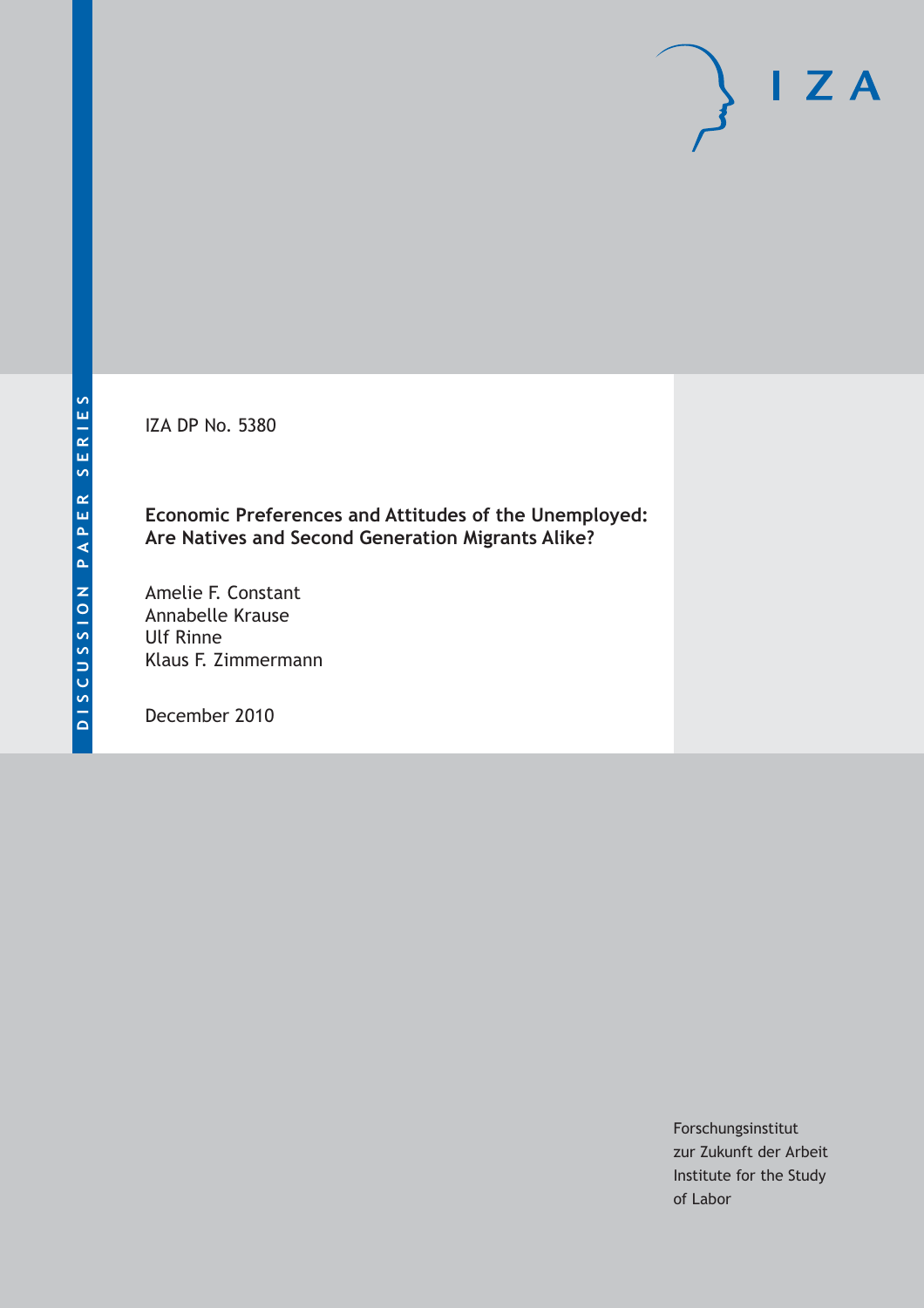DISCUSSION PAPER SERIES

IZA DP No. 5380

**Economic Preferences and Attitudes of the Unemployed: Are Natives and Second Generation Migrants Alike?**

Amelie F. Constant
Annabelle Krause
Ulf Rinne
Klaus F. Zimmermann

December 2010

Forschungsinstitut
zur Zukunft der Arbeit
Institute for the Study
of Labor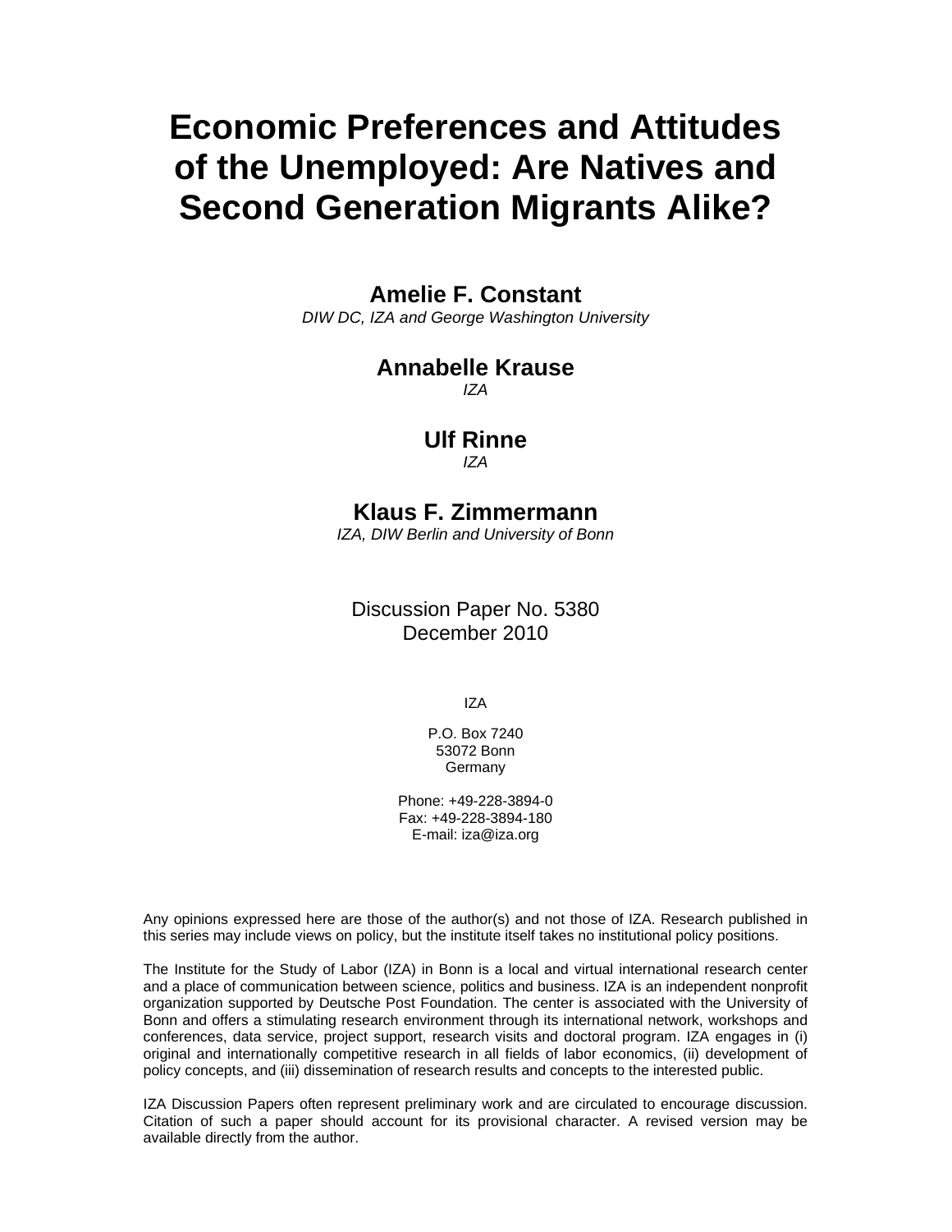# Economic Preferences and Attitudes of the Unemployed: Are Natives and Second Generation Migrants Alike?

**Amelie F. Constant**
*DIW DC, IZA and George Washington University*

**Annabelle Krause**
*IZA*

**Ulf Rinne**
*IZA*

**Klaus F. Zimmermann**
*IZA, DIW Berlin and University of Bonn*

Discussion Paper No. 5380
December 2010

IZA

P.O. Box 7240
53072 Bonn
Germany

Phone: +49-228-3894-0
Fax: +49-228-3894-180
E-mail: iza@iza.org

Any opinions expressed here are those of the author(s) and not those of IZA. Research published in this series may include views on policy, but the institute itself takes no institutional policy positions.

The Institute for the Study of Labor (IZA) in Bonn is a local and virtual international research center and a place of communication between science, politics and business. IZA is an independent nonprofit organization supported by Deutsche Post Foundation. The center is associated with the University of Bonn and offers a stimulating research environment through its international network, workshops and conferences, data service, project support, research visits and doctoral program. IZA engages in (i) original and internationally competitive research in all fields of labor economics, (ii) development of policy concepts, and (iii) dissemination of research results and concepts to the interested public.

IZA Discussion Papers often represent preliminary work and are circulated to encourage discussion. Citation of such a paper should account for its provisional character. A revised version may be available directly from the author.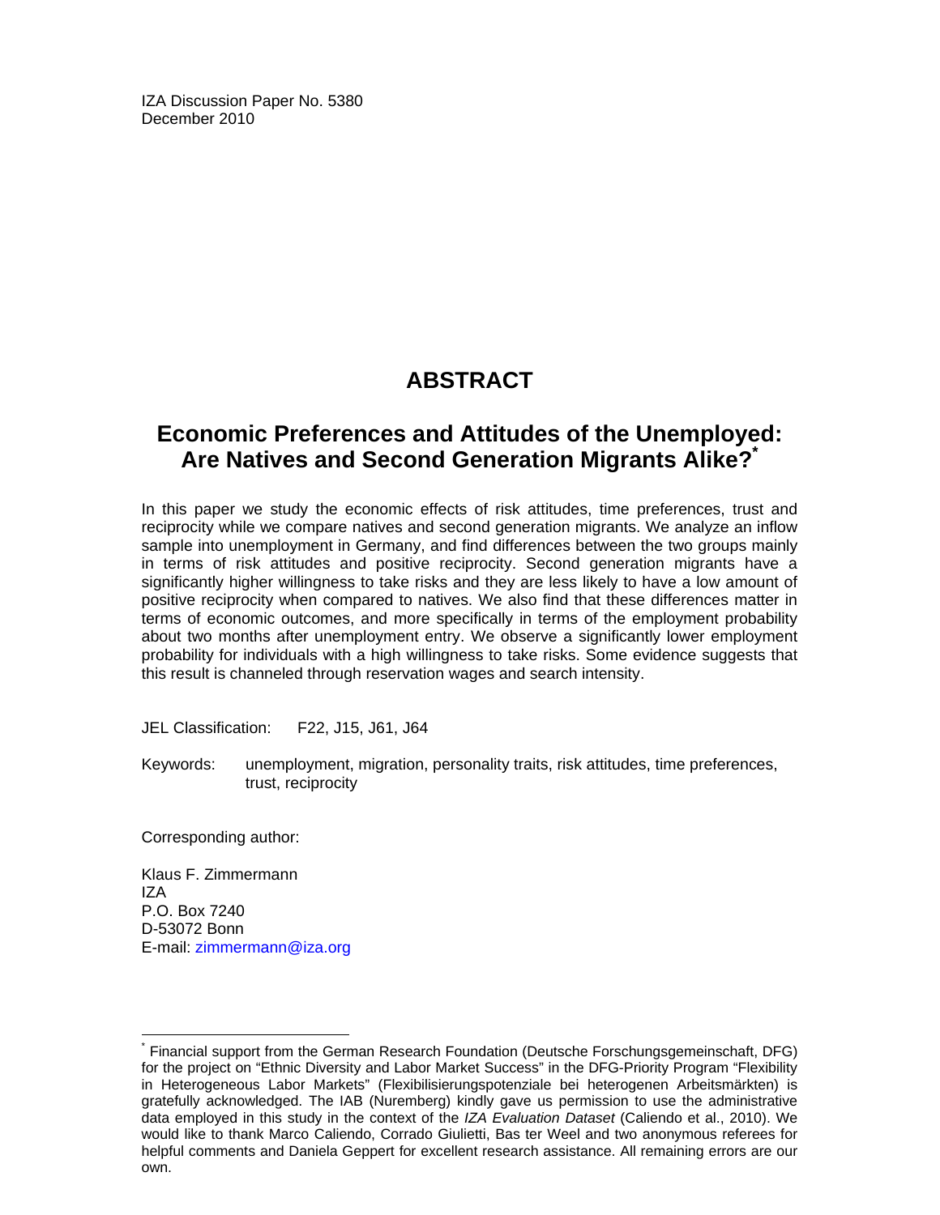IZA Discussion Paper No. 5380
December 2010

## ABSTRACT

# Economic Preferences and Attitudes of the Unemployed: Are Natives and Second Generation Migrants Alike?*

In this paper we study the economic effects of risk attitudes, time preferences, trust and reciprocity while we compare natives and second generation migrants. We analyze an inflow sample into unemployment in Germany, and find differences between the two groups mainly in terms of risk attitudes and positive reciprocity. Second generation migrants have a significantly higher willingness to take risks and they are less likely to have a low amount of positive reciprocity when compared to natives. We also find that these differences matter in terms of economic outcomes, and more specifically in terms of the employment probability about two months after unemployment entry. We observe a significantly lower employment probability for individuals with a high willingness to take risks. Some evidence suggests that this result is channeled through reservation wages and search intensity.

JEL Classification: F22, J15, J61, J64

Keywords: unemployment, migration, personality traits, risk attitudes, time preferences, trust, reciprocity

Corresponding author:

Klaus F. Zimmermann
IZA
P.O. Box 7240
D-53072 Bonn
E-mail: zimmermann@iza.org

---

* Financial support from the German Research Foundation (Deutsche Forschungsgemeinschaft, DFG) for the project on "Ethnic Diversity and Labor Market Success" in the DFG-Priority Program "Flexibility in Heterogeneous Labor Markets" (Flexibilisierungspotenziale bei heterogenen Arbeitsmärkten) is gratefully acknowledged. The IAB (Nuremberg) kindly gave us permission to use the administrative data employed in this study in the context of the *IZA Evaluation Dataset* (Caliendo et al., 2010). We would like to thank Marco Caliendo, Corrado Giulietti, Bas ter Weel and two anonymous referees for helpful comments and Daniela Geppert for excellent research assistance. All remaining errors are our own.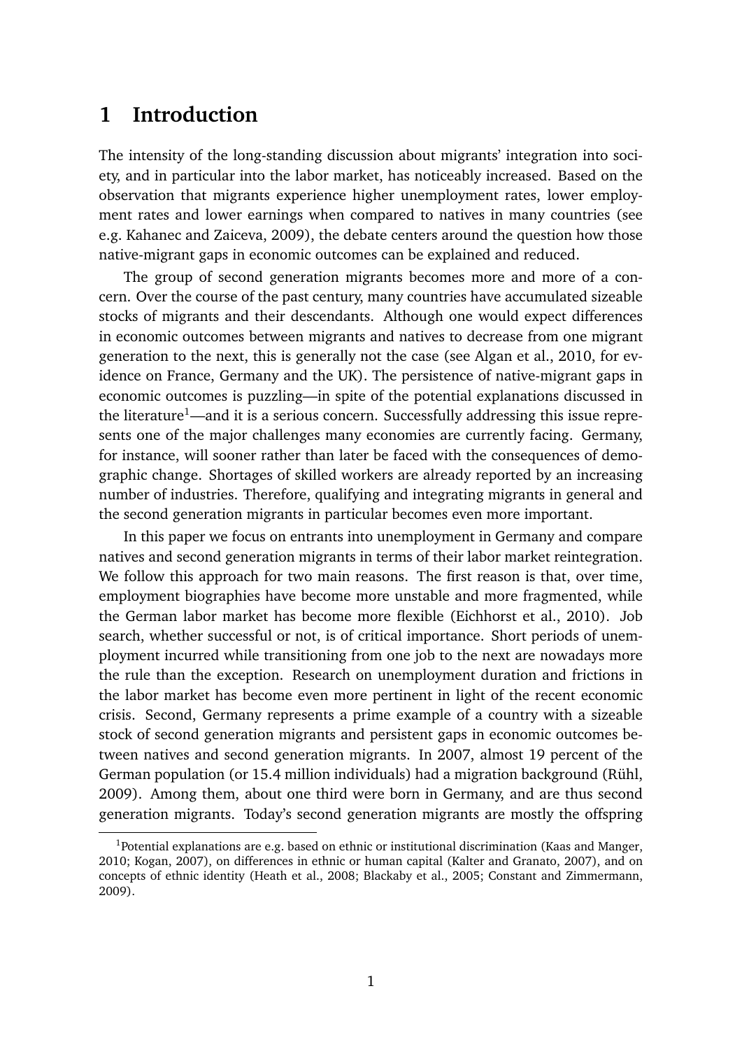# 1 Introduction

The intensity of the long-standing discussion about migrants' integration into society, and in particular into the labor market, has noticeably increased. Based on the observation that migrants experience higher unemployment rates, lower employment rates and lower earnings when compared to natives in many countries (see e.g. Kahanec and Zaiceva, 2009), the debate centers around the question how those native-migrant gaps in economic outcomes can be explained and reduced.

The group of second generation migrants becomes more and more of a concern. Over the course of the past century, many countries have accumulated sizeable stocks of migrants and their descendants. Although one would expect differences in economic outcomes between migrants and natives to decrease from one migrant generation to the next, this is generally not the case (see Algan et al., 2010, for evidence on France, Germany and the UK). The persistence of native-migrant gaps in economic outcomes is puzzling—in spite of the potential explanations discussed in the literature[1]—and it is a serious concern. Successfully addressing this issue represents one of the major challenges many economies are currently facing. Germany, for instance, will sooner rather than later be faced with the consequences of demographic change. Shortages of skilled workers are already reported by an increasing number of industries. Therefore, qualifying and integrating migrants in general and the second generation migrants in particular becomes even more important.

In this paper we focus on entrants into unemployment in Germany and compare natives and second generation migrants in terms of their labor market reintegration. We follow this approach for two main reasons. The first reason is that, over time, employment biographies have become more unstable and more fragmented, while the German labor market has become more flexible (Eichhorst et al., 2010). Job search, whether successful or not, is of critical importance. Short periods of unemployment incurred while transitioning from one job to the next are nowadays more the rule than the exception. Research on unemployment duration and frictions in the labor market has become even more pertinent in light of the recent economic crisis. Second, Germany represents a prime example of a country with a sizeable stock of second generation migrants and persistent gaps in economic outcomes between natives and second generation migrants. In 2007, almost 19 percent of the German population (or 15.4 million individuals) had a migration background (Rühl, 2009). Among them, about one third were born in Germany, and are thus second generation migrants. Today's second generation migrants are mostly the offspring

[1] Potential explanations are e.g. based on ethnic or institutional discrimination (Kaas and Manger, 2010; Kogan, 2007), on differences in ethnic or human capital (Kalter and Granato, 2007), and on concepts of ethnic identity (Heath et al., 2008; Blackaby et al., 2005; Constant and Zimmermann, 2009).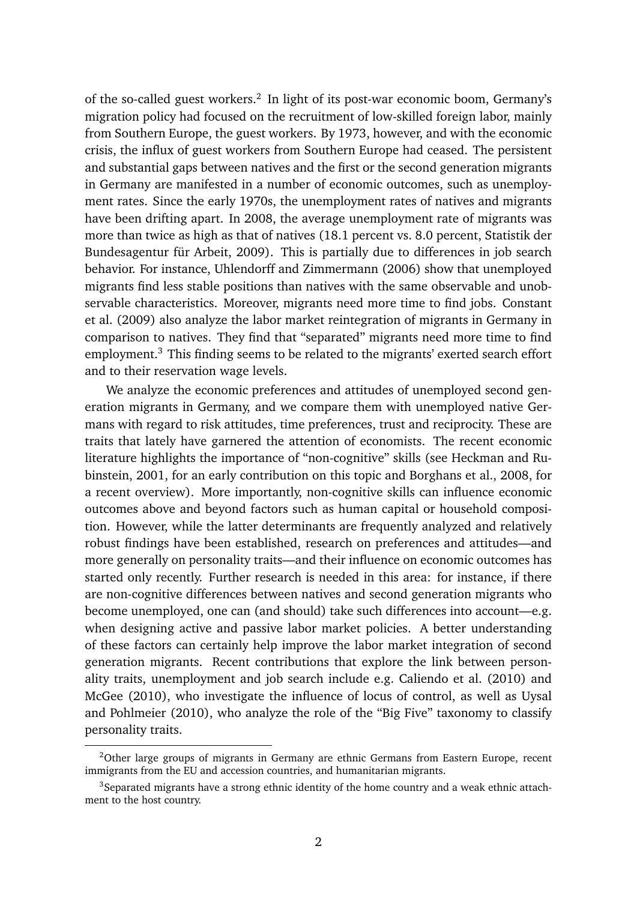of the so-called guest workers.[2] In light of its post-war economic boom, Germany's migration policy had focused on the recruitment of low-skilled foreign labor, mainly from Southern Europe, the guest workers. By 1973, however, and with the economic crisis, the influx of guest workers from Southern Europe had ceased. The persistent and substantial gaps between natives and the first or the second generation migrants in Germany are manifested in a number of economic outcomes, such as unemployment rates. Since the early 1970s, the unemployment rates of natives and migrants have been drifting apart. In 2008, the average unemployment rate of migrants was more than twice as high as that of natives (18.1 percent vs. 8.0 percent, Statistik der Bundesagentur für Arbeit, 2009). This is partially due to differences in job search behavior. For instance, Uhlendorff and Zimmermann (2006) show that unemployed migrants find less stable positions than natives with the same observable and unobservable characteristics. Moreover, migrants need more time to find jobs. Constant et al. (2009) also analyze the labor market reintegration of migrants in Germany in comparison to natives. They find that "separated" migrants need more time to find employment.[3] This finding seems to be related to the migrants' exerted search effort and to their reservation wage levels.

We analyze the economic preferences and attitudes of unemployed second generation migrants in Germany, and we compare them with unemployed native Germans with regard to risk attitudes, time preferences, trust and reciprocity. These are traits that lately have garnered the attention of economists. The recent economic literature highlights the importance of "non-cognitive" skills (see Heckman and Rubinstein, 2001, for an early contribution on this topic and Borghans et al., 2008, for a recent overview). More importantly, non-cognitive skills can influence economic outcomes above and beyond factors such as human capital or household composition. However, while the latter determinants are frequently analyzed and relatively robust findings have been established, research on preferences and attitudes—and more generally on personality traits—and their influence on economic outcomes has started only recently. Further research is needed in this area: for instance, if there are non-cognitive differences between natives and second generation migrants who become unemployed, one can (and should) take such differences into account—e.g. when designing active and passive labor market policies. A better understanding of these factors can certainly help improve the labor market integration of second generation migrants. Recent contributions that explore the link between personality traits, unemployment and job search include e.g. Caliendo et al. (2010) and McGee (2010), who investigate the influence of locus of control, as well as Uysal and Pohlmeier (2010), who analyze the role of the "Big Five" taxonomy to classify personality traits.

[2]Other large groups of migrants in Germany are ethnic Germans from Eastern Europe, recent immigrants from the EU and accession countries, and humanitarian migrants.

[3]Separated migrants have a strong ethnic identity of the home country and a weak ethnic attachment to the host country.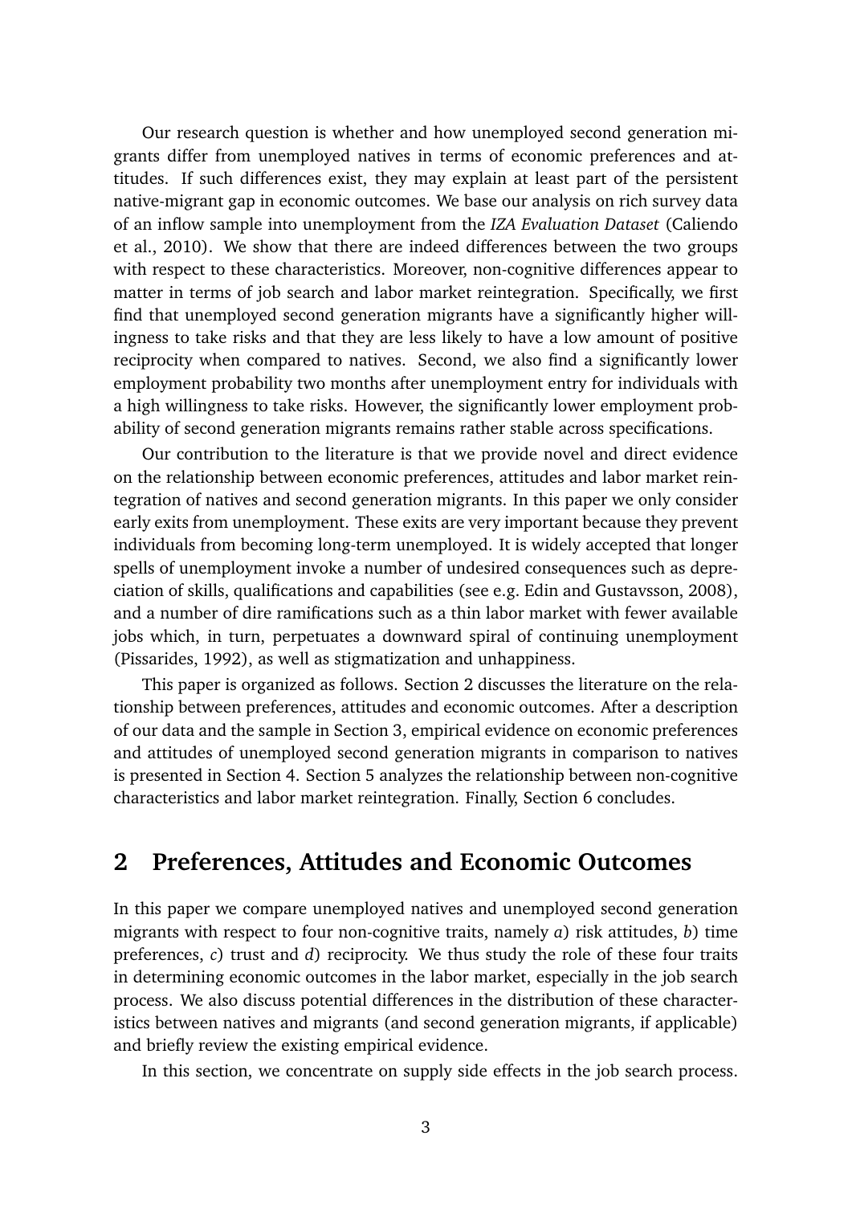Our research question is whether and how unemployed second generation migrants differ from unemployed natives in terms of economic preferences and attitudes. If such differences exist, they may explain at least part of the persistent native-migrant gap in economic outcomes. We base our analysis on rich survey data of an inflow sample into unemployment from the *IZA Evaluation Dataset* (Caliendo et al., 2010). We show that there are indeed differences between the two groups with respect to these characteristics. Moreover, non-cognitive differences appear to matter in terms of job search and labor market reintegration. Specifically, we first find that unemployed second generation migrants have a significantly higher willingness to take risks and that they are less likely to have a low amount of positive reciprocity when compared to natives. Second, we also find a significantly lower employment probability two months after unemployment entry for individuals with a high willingness to take risks. However, the significantly lower employment probability of second generation migrants remains rather stable across specifications.

Our contribution to the literature is that we provide novel and direct evidence on the relationship between economic preferences, attitudes and labor market reintegration of natives and second generation migrants. In this paper we only consider early exits from unemployment. These exits are very important because they prevent individuals from becoming long-term unemployed. It is widely accepted that longer spells of unemployment invoke a number of undesired consequences such as depreciation of skills, qualifications and capabilities (see e.g. Edin and Gustavsson, 2008), and a number of dire ramifications such as a thin labor market with fewer available jobs which, in turn, perpetuates a downward spiral of continuing unemployment (Pissarides, 1992), as well as stigmatization and unhappiness.

This paper is organized as follows. Section 2 discusses the literature on the relationship between preferences, attitudes and economic outcomes. After a description of our data and the sample in Section 3, empirical evidence on economic preferences and attitudes of unemployed second generation migrants in comparison to natives is presented in Section 4. Section 5 analyzes the relationship between non-cognitive characteristics and labor market reintegration. Finally, Section 6 concludes.

## 2 Preferences, Attitudes and Economic Outcomes

In this paper we compare unemployed natives and unemployed second generation migrants with respect to four non-cognitive traits, namely *a*) risk attitudes, *b*) time preferences, *c*) trust and *d*) reciprocity. We thus study the role of these four traits in determining economic outcomes in the labor market, especially in the job search process. We also discuss potential differences in the distribution of these characteristics between natives and migrants (and second generation migrants, if applicable) and briefly review the existing empirical evidence.

In this section, we concentrate on supply side effects in the job search process.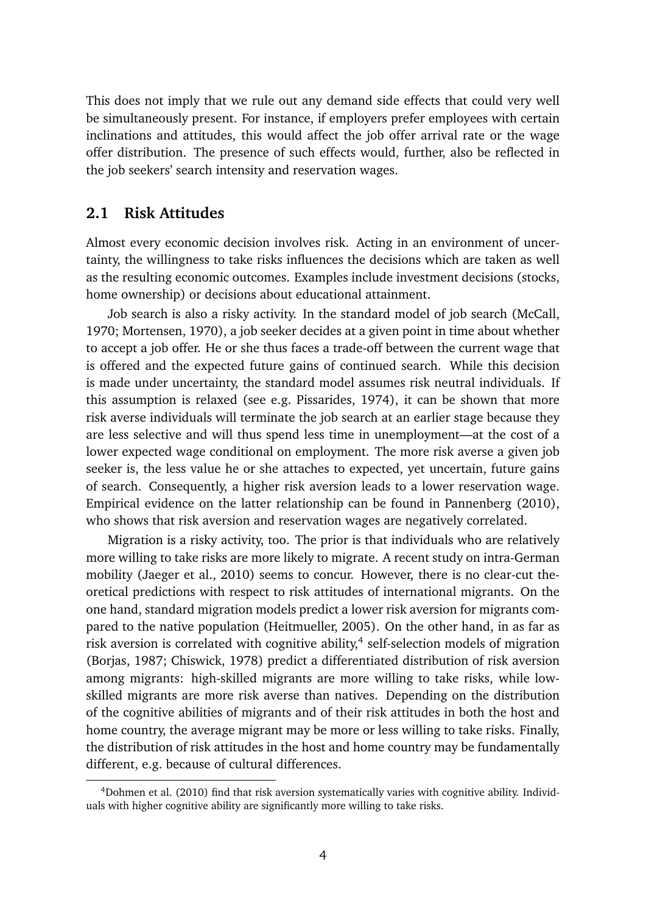This does not imply that we rule out any demand side effects that could very well be simultaneously present. For instance, if employers prefer employees with certain inclinations and attitudes, this would affect the job offer arrival rate or the wage offer distribution. The presence of such effects would, further, also be reflected in the job seekers' search intensity and reservation wages.

## 2.1 Risk Attitudes

Almost every economic decision involves risk. Acting in an environment of uncertainty, the willingness to take risks influences the decisions which are taken as well as the resulting economic outcomes. Examples include investment decisions (stocks, home ownership) or decisions about educational attainment.

Job search is also a risky activity. In the standard model of job search (McCall, 1970; Mortensen, 1970), a job seeker decides at a given point in time about whether to accept a job offer. He or she thus faces a trade-off between the current wage that is offered and the expected future gains of continued search. While this decision is made under uncertainty, the standard model assumes risk neutral individuals. If this assumption is relaxed (see e.g. Pissarides, 1974), it can be shown that more risk averse individuals will terminate the job search at an earlier stage because they are less selective and will thus spend less time in unemployment—at the cost of a lower expected wage conditional on employment. The more risk averse a given job seeker is, the less value he or she attaches to expected, yet uncertain, future gains of search. Consequently, a higher risk aversion leads to a lower reservation wage. Empirical evidence on the latter relationship can be found in Pannenberg (2010), who shows that risk aversion and reservation wages are negatively correlated.

Migration is a risky activity, too. The prior is that individuals who are relatively more willing to take risks are more likely to migrate. A recent study on intra-German mobility (Jaeger et al., 2010) seems to concur. However, there is no clear-cut theoretical predictions with respect to risk attitudes of international migrants. On the one hand, standard migration models predict a lower risk aversion for migrants compared to the native population (Heitmueller, 2005). On the other hand, in as far as risk aversion is correlated with cognitive ability,[4] self-selection models of migration (Borjas, 1987; Chiswick, 1978) predict a differentiated distribution of risk aversion among migrants: high-skilled migrants are more willing to take risks, while low-skilled migrants are more risk averse than natives. Depending on the distribution of the cognitive abilities of migrants and of their risk attitudes in both the host and home country, the average migrant may be more or less willing to take risks. Finally, the distribution of risk attitudes in the host and home country may be fundamentally different, e.g. because of cultural differences.

[4] Dohmen et al. (2010) find that risk aversion systematically varies with cognitive ability. Individuals with higher cognitive ability are significantly more willing to take risks.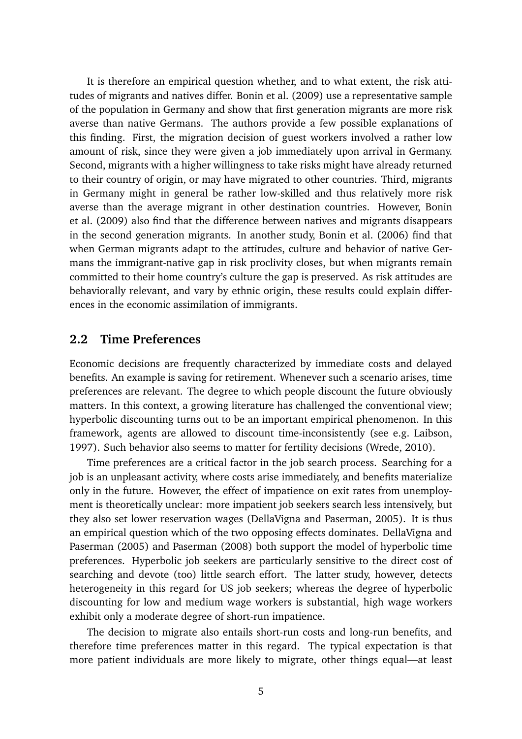It is therefore an empirical question whether, and to what extent, the risk attitudes of migrants and natives differ. Bonin et al. (2009) use a representative sample of the population in Germany and show that first generation migrants are more risk averse than native Germans. The authors provide a few possible explanations of this finding. First, the migration decision of guest workers involved a rather low amount of risk, since they were given a job immediately upon arrival in Germany. Second, migrants with a higher willingness to take risks might have already returned to their country of origin, or may have migrated to other countries. Third, migrants in Germany might in general be rather low-skilled and thus relatively more risk averse than the average migrant in other destination countries. However, Bonin et al. (2009) also find that the difference between natives and migrants disappears in the second generation migrants. In another study, Bonin et al. (2006) find that when German migrants adapt to the attitudes, culture and behavior of native Germans the immigrant-native gap in risk proclivity closes, but when migrants remain committed to their home country's culture the gap is preserved. As risk attitudes are behaviorally relevant, and vary by ethnic origin, these results could explain differences in the economic assimilation of immigrants.

## 2.2 Time Preferences

Economic decisions are frequently characterized by immediate costs and delayed benefits. An example is saving for retirement. Whenever such a scenario arises, time preferences are relevant. The degree to which people discount the future obviously matters. In this context, a growing literature has challenged the conventional view; hyperbolic discounting turns out to be an important empirical phenomenon. In this framework, agents are allowed to discount time-inconsistently (see e.g. Laibson, 1997). Such behavior also seems to matter for fertility decisions (Wrede, 2010).

Time preferences are a critical factor in the job search process. Searching for a job is an unpleasant activity, where costs arise immediately, and benefits materialize only in the future. However, the effect of impatience on exit rates from unemployment is theoretically unclear: more impatient job seekers search less intensively, but they also set lower reservation wages (DellaVigna and Paserman, 2005). It is thus an empirical question which of the two opposing effects dominates. DellaVigna and Paserman (2005) and Paserman (2008) both support the model of hyperbolic time preferences. Hyperbolic job seekers are particularly sensitive to the direct cost of searching and devote (too) little search effort. The latter study, however, detects heterogeneity in this regard for US job seekers; whereas the degree of hyperbolic discounting for low and medium wage workers is substantial, high wage workers exhibit only a moderate degree of short-run impatience.

The decision to migrate also entails short-run costs and long-run benefits, and therefore time preferences matter in this regard. The typical expectation is that more patient individuals are more likely to migrate, other things equal—at least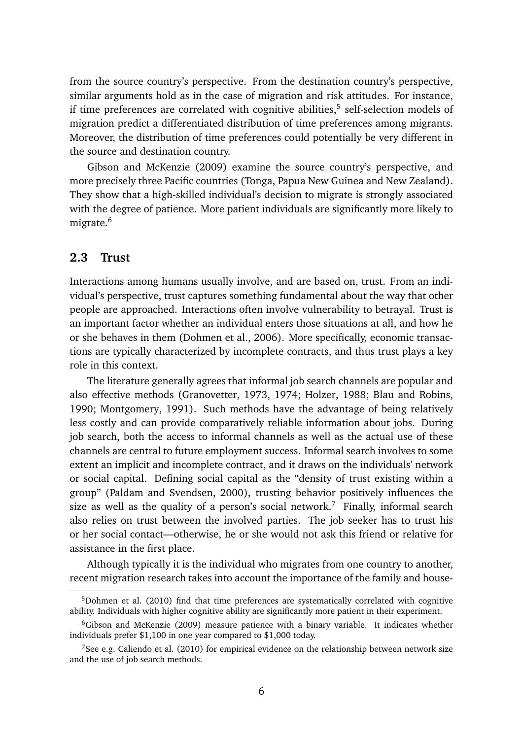from the source country's perspective. From the destination country's perspective, similar arguments hold as in the case of migration and risk attitudes. For instance, if time preferences are correlated with cognitive abilities,[5] self-selection models of migration predict a differentiated distribution of time preferences among migrants. Moreover, the distribution of time preferences could potentially be very different in the source and destination country.

Gibson and McKenzie (2009) examine the source country's perspective, and more precisely three Pacific countries (Tonga, Papua New Guinea and New Zealand). They show that a high-skilled individual's decision to migrate is strongly associated with the degree of patience. More patient individuals are significantly more likely to migrate.[6]

## 2.3 Trust

Interactions among humans usually involve, and are based on, trust. From an individual's perspective, trust captures something fundamental about the way that other people are approached. Interactions often involve vulnerability to betrayal. Trust is an important factor whether an individual enters those situations at all, and how he or she behaves in them (Dohmen et al., 2006). More specifically, economic transactions are typically characterized by incomplete contracts, and thus trust plays a key role in this context.

The literature generally agrees that informal job search channels are popular and also effective methods (Granovetter, 1973, 1974; Holzer, 1988; Blau and Robins, 1990; Montgomery, 1991). Such methods have the advantage of being relatively less costly and can provide comparatively reliable information about jobs. During job search, both the access to informal channels as well as the actual use of these channels are central to future employment success. Informal search involves to some extent an implicit and incomplete contract, and it draws on the individuals' network or social capital. Defining social capital as the "density of trust existing within a group" (Paldam and Svendsen, 2000), trusting behavior positively influences the size as well as the quality of a person's social network.[7] Finally, informal search also relies on trust between the involved parties. The job seeker has to trust his or her social contact—otherwise, he or she would not ask this friend or relative for assistance in the first place.

Although typically it is the individual who migrates from one country to another, recent migration research takes into account the importance of the family and house-

---

[5] Dohmen et al. (2010) find that time preferences are systematically correlated with cognitive ability. Individuals with higher cognitive ability are significantly more patient in their experiment.

[6] Gibson and McKenzie (2009) measure patience with a binary variable. It indicates whether individuals prefer $1,100 in one year compared to $1,000 today.

[7] See e.g. Caliendo et al. (2010) for empirical evidence on the relationship between network size and the use of job search methods.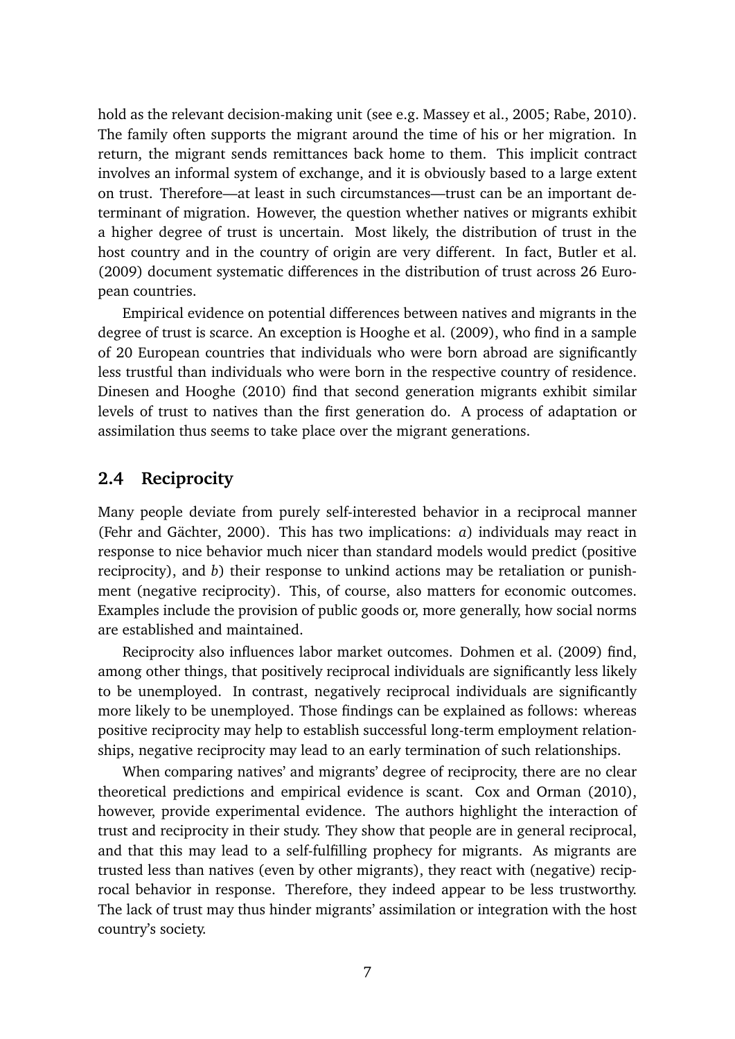hold as the relevant decision-making unit (see e.g. Massey et al., 2005; Rabe, 2010). The family often supports the migrant around the time of his or her migration. In return, the migrant sends remittances back home to them. This implicit contract involves an informal system of exchange, and it is obviously based to a large extent on trust. Therefore—at least in such circumstances—trust can be an important determinant of migration. However, the question whether natives or migrants exhibit a higher degree of trust is uncertain. Most likely, the distribution of trust in the host country and in the country of origin are very different. In fact, Butler et al. (2009) document systematic differences in the distribution of trust across 26 European countries.

Empirical evidence on potential differences between natives and migrants in the degree of trust is scarce. An exception is Hooghe et al. (2009), who find in a sample of 20 European countries that individuals who were born abroad are significantly less trustful than individuals who were born in the respective country of residence. Dinesen and Hooghe (2010) find that second generation migrants exhibit similar levels of trust to natives than the first generation do. A process of adaptation or assimilation thus seems to take place over the migrant generations.

## 2.4 Reciprocity

Many people deviate from purely self-interested behavior in a reciprocal manner (Fehr and Gächter, 2000). This has two implications: *a*) individuals may react in response to nice behavior much nicer than standard models would predict (positive reciprocity), and *b*) their response to unkind actions may be retaliation or punishment (negative reciprocity). This, of course, also matters for economic outcomes. Examples include the provision of public goods or, more generally, how social norms are established and maintained.

Reciprocity also influences labor market outcomes. Dohmen et al. (2009) find, among other things, that positively reciprocal individuals are significantly less likely to be unemployed. In contrast, negatively reciprocal individuals are significantly more likely to be unemployed. Those findings can be explained as follows: whereas positive reciprocity may help to establish successful long-term employment relationships, negative reciprocity may lead to an early termination of such relationships.

When comparing natives' and migrants' degree of reciprocity, there are no clear theoretical predictions and empirical evidence is scant. Cox and Orman (2010), however, provide experimental evidence. The authors highlight the interaction of trust and reciprocity in their study. They show that people are in general reciprocal, and that this may lead to a self-fulfilling prophecy for migrants. As migrants are trusted less than natives (even by other migrants), they react with (negative) reciprocal behavior in response. Therefore, they indeed appear to be less trustworthy. The lack of trust may thus hinder migrants' assimilation or integration with the host country's society.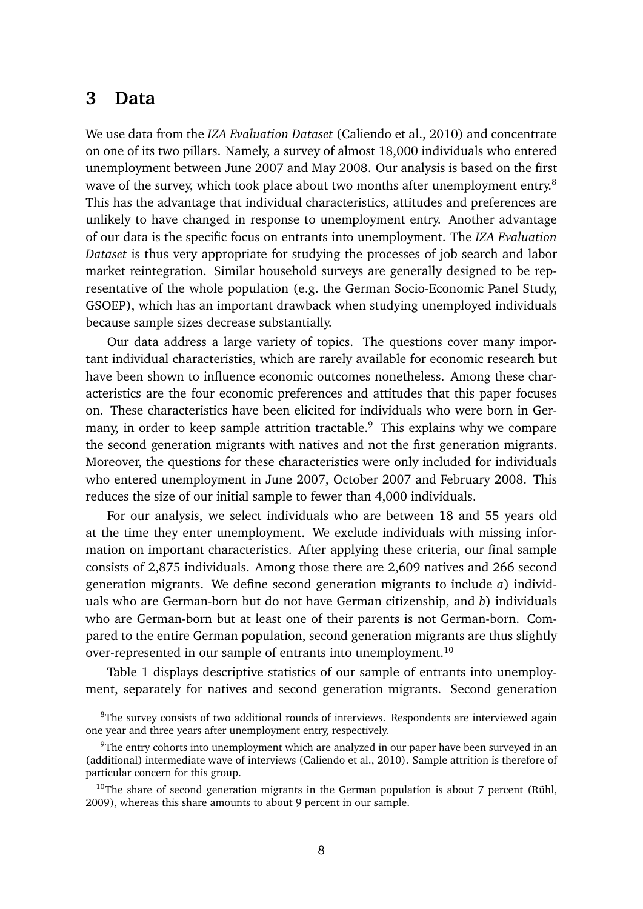# 3 Data

We use data from the *IZA Evaluation Dataset* (Caliendo et al., 2010) and concentrate on one of its two pillars. Namely, a survey of almost 18,000 individuals who entered unemployment between June 2007 and May 2008. Our analysis is based on the first wave of the survey, which took place about two months after unemployment entry.[8] This has the advantage that individual characteristics, attitudes and preferences are unlikely to have changed in response to unemployment entry. Another advantage of our data is the specific focus on entrants into unemployment. The *IZA Evaluation Dataset* is thus very appropriate for studying the processes of job search and labor market reintegration. Similar household surveys are generally designed to be representative of the whole population (e.g. the German Socio-Economic Panel Study, GSOEP), which has an important drawback when studying unemployed individuals because sample sizes decrease substantially.

Our data address a large variety of topics. The questions cover many important individual characteristics, which are rarely available for economic research but have been shown to influence economic outcomes nonetheless. Among these characteristics are the four economic preferences and attitudes that this paper focuses on. These characteristics have been elicited for individuals who were born in Germany, in order to keep sample attrition tractable.[9] This explains why we compare the second generation migrants with natives and not the first generation migrants. Moreover, the questions for these characteristics were only included for individuals who entered unemployment in June 2007, October 2007 and February 2008. This reduces the size of our initial sample to fewer than 4,000 individuals.

For our analysis, we select individuals who are between 18 and 55 years old at the time they enter unemployment. We exclude individuals with missing information on important characteristics. After applying these criteria, our final sample consists of 2,875 individuals. Among those there are 2,609 natives and 266 second generation migrants. We define second generation migrants to include *a*) individuals who are German-born but do not have German citizenship, and *b*) individuals who are German-born but at least one of their parents is not German-born. Compared to the entire German population, second generation migrants are thus slightly over-represented in our sample of entrants into unemployment.[10]

Table 1 displays descriptive statistics of our sample of entrants into unemployment, separately for natives and second generation migrants. Second generation

---

[8]The survey consists of two additional rounds of interviews. Respondents are interviewed again one year and three years after unemployment entry, respectively.

[9]The entry cohorts into unemployment which are analyzed in our paper have been surveyed in an (additional) intermediate wave of interviews (Caliendo et al., 2010). Sample attrition is therefore of particular concern for this group.

[10]The share of second generation migrants in the German population is about 7 percent (Rühl, 2009), whereas this share amounts to about 9 percent in our sample.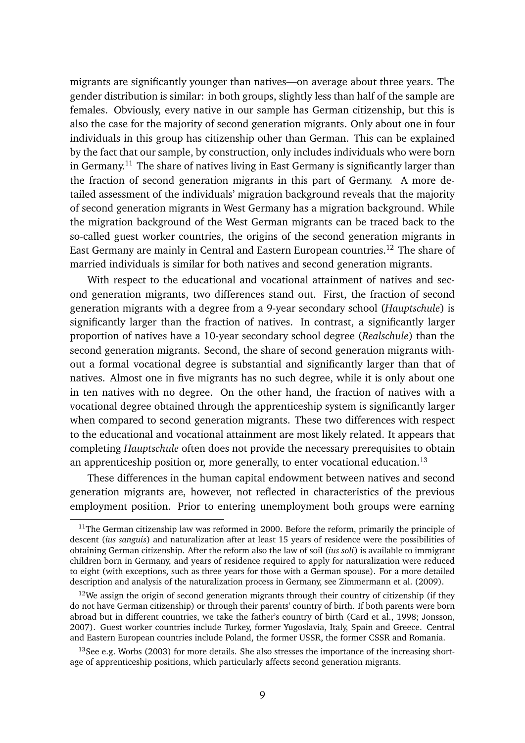migrants are significantly younger than natives—on average about three years. The gender distribution is similar: in both groups, slightly less than half of the sample are females. Obviously, every native in our sample has German citizenship, but this is also the case for the majority of second generation migrants. Only about one in four individuals in this group has citizenship other than German. This can be explained by the fact that our sample, by construction, only includes individuals who were born in Germany.[11] The share of natives living in East Germany is significantly larger than the fraction of second generation migrants in this part of Germany. A more detailed assessment of the individuals' migration background reveals that the majority of second generation migrants in West Germany has a migration background. While the migration background of the West German migrants can be traced back to the so-called guest worker countries, the origins of the second generation migrants in East Germany are mainly in Central and Eastern European countries.[12] The share of married individuals is similar for both natives and second generation migrants.

With respect to the educational and vocational attainment of natives and second generation migrants, two differences stand out. First, the fraction of second generation migrants with a degree from a 9-year secondary school (*Hauptschule*) is significantly larger than the fraction of natives. In contrast, a significantly larger proportion of natives have a 10-year secondary school degree (*Realschule*) than the second generation migrants. Second, the share of second generation migrants without a formal vocational degree is substantial and significantly larger than that of natives. Almost one in five migrants has no such degree, while it is only about one in ten natives with no degree. On the other hand, the fraction of natives with a vocational degree obtained through the apprenticeship system is significantly larger when compared to second generation migrants. These two differences with respect to the educational and vocational attainment are most likely related. It appears that completing *Hauptschule* often does not provide the necessary prerequisites to obtain an apprenticeship position or, more generally, to enter vocational education.[13]

These differences in the human capital endowment between natives and second generation migrants are, however, not reflected in characteristics of the previous employment position. Prior to entering unemployment both groups were earning

[11] The German citizenship law was reformed in 2000. Before the reform, primarily the principle of descent (*ius sanguis*) and naturalization after at least 15 years of residence were the possibilities of obtaining German citizenship. After the reform also the law of soil (*ius soli*) is available to immigrant children born in Germany, and years of residence required to apply for naturalization were reduced to eight (with exceptions, such as three years for those with a German spouse). For a more detailed description and analysis of the naturalization process in Germany, see Zimmermann et al. (2009).

[12] We assign the origin of second generation migrants through their country of citizenship (if they do not have German citizenship) or through their parents' country of birth. If both parents were born abroad but in different countries, we take the father's country of birth (Card et al., 1998; Jonsson, 2007). Guest worker countries include Turkey, former Yugoslavia, Italy, Spain and Greece. Central and Eastern European countries include Poland, the former USSR, the former CSSR and Romania.

[13] See e.g. Worbs (2003) for more details. She also stresses the importance of the increasing shortage of apprenticeship positions, which particularly affects second generation migrants.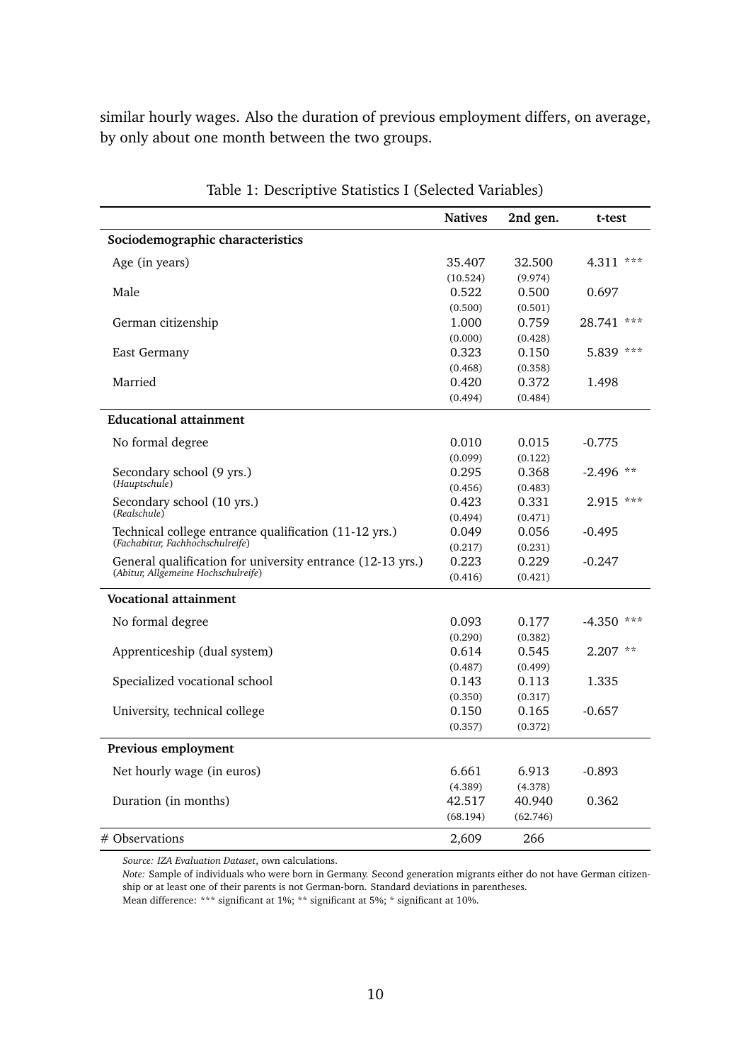similar hourly wages. Also the duration of previous employment differs, on average, by only about one month between the two groups.

Table 1: Descriptive Statistics I (Selected Variables)

| | Natives | 2nd gen. | t-test |
|---|---|---|---|
| **Sociodemographic characteristics** | | | |
| Age (in years) | 35.407 | 32.500 | 4.311 *** |
| | (10.524) | (9.974) | |
| Male | 0.522 | 0.500 | 0.697 |
| | (0.500) | (0.501) | |
| German citizenship | 1.000 | 0.759 | 28.741 *** |
| | (0.000) | (0.428) | |
| East Germany | 0.323 | 0.150 | 5.839 *** |
| | (0.468) | (0.358) | |
| Married | 0.420 | 0.372 | 1.498 |
| | (0.494) | (0.484) | |
| **Educational attainment** | | | |
| No formal degree | 0.010 | 0.015 | -0.775 |
| | (0.099) | (0.122) | |
| Secondary school (9 yrs.) (*Hauptschule*) | 0.295 | 0.368 | -2.496 ** |
| | (0.456) | (0.483) | |
| Secondary school (10 yrs.) (*Realschule*) | 0.423 | 0.331 | 2.915 *** |
| | (0.494) | (0.471) | |
| Technical college entrance qualification (11-12 yrs.) (*Fachabitur, Fachhochschulreife*) | 0.049 | 0.056 | -0.495 |
| | (0.217) | (0.231) | |
| General qualification for university entrance (12-13 yrs.) (*Abitur, Allgemeine Hochschulreife*) | 0.223 | 0.229 | -0.247 |
| | (0.416) | (0.421) | |
| **Vocational attainment** | | | |
| No formal degree | 0.093 | 0.177 | -4.350 *** |
| | (0.290) | (0.382) | |
| Apprenticeship (dual system) | 0.614 | 0.545 | 2.207 ** |
| | (0.487) | (0.499) | |
| Specialized vocational school | 0.143 | 0.113 | 1.335 |
| | (0.350) | (0.317) | |
| University, technical college | 0.150 | 0.165 | -0.657 |
| | (0.357) | (0.372) | |
| **Previous employment** | | | |
| Net hourly wage (in euros) | 6.661 | 6.913 | -0.893 |
| | (4.389) | (4.378) | |
| Duration (in months) | 42.517 | 40.940 | 0.362 |
| | (68.194) | (62.746) | |
| # Observations | 2,609 | 266 | |

*Source: IZA Evaluation Dataset*, own calculations.
*Note:* Sample of individuals who were born in Germany. Second generation migrants either do not have German citizenship or at least one of their parents is not German-born. Standard deviations in parentheses.
Mean difference: *** significant at 1%; ** significant at 5%; * significant at 10%.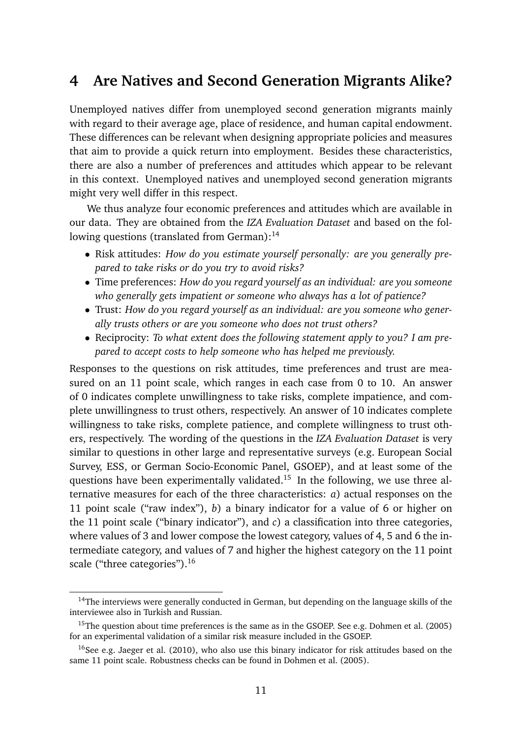## 4 Are Natives and Second Generation Migrants Alike?

Unemployed natives differ from unemployed second generation migrants mainly with regard to their average age, place of residence, and human capital endowment. These differences can be relevant when designing appropriate policies and measures that aim to provide a quick return into employment. Besides these characteristics, there are also a number of preferences and attitudes which appear to be relevant in this context. Unemployed natives and unemployed second generation migrants might very well differ in this respect.

We thus analyze four economic preferences and attitudes which are available in our data. They are obtained from the *IZA Evaluation Dataset* and based on the following questions (translated from German):[14]

- Risk attitudes: *How do you estimate yourself personally: are you generally prepared to take risks or do you try to avoid risks?*
- Time preferences: *How do you regard yourself as an individual: are you someone who generally gets impatient or someone who always has a lot of patience?*
- Trust: *How do you regard yourself as an individual: are you someone who generally trusts others or are you someone who does not trust others?*
- Reciprocity: *To what extent does the following statement apply to you? I am prepared to accept costs to help someone who has helped me previously.*

Responses to the questions on risk attitudes, time preferences and trust are measured on an 11 point scale, which ranges in each case from 0 to 10. An answer of 0 indicates complete unwillingness to take risks, complete impatience, and complete unwillingness to trust others, respectively. An answer of 10 indicates complete willingness to take risks, complete patience, and complete willingness to trust others, respectively. The wording of the questions in the *IZA Evaluation Dataset* is very similar to questions in other large and representative surveys (e.g. European Social Survey, ESS, or German Socio-Economic Panel, GSOEP), and at least some of the questions have been experimentally validated.[15] In the following, we use three alternative measures for each of the three characteristics: *a*) actual responses on the 11 point scale ("raw index"), *b*) a binary indicator for a value of 6 or higher on the 11 point scale ("binary indicator"), and *c*) a classification into three categories, where values of 3 and lower compose the lowest category, values of 4, 5 and 6 the intermediate category, and values of 7 and higher the highest category on the 11 point scale ("three categories").[16]

[14] The interviews were generally conducted in German, but depending on the language skills of the interviewee also in Turkish and Russian.

[15] The question about time preferences is the same as in the GSOEP. See e.g. Dohmen et al. (2005) for an experimental validation of a similar risk measure included in the GSOEP.

[16] See e.g. Jaeger et al. (2010), who also use this binary indicator for risk attitudes based on the same 11 point scale. Robustness checks can be found in Dohmen et al. (2005).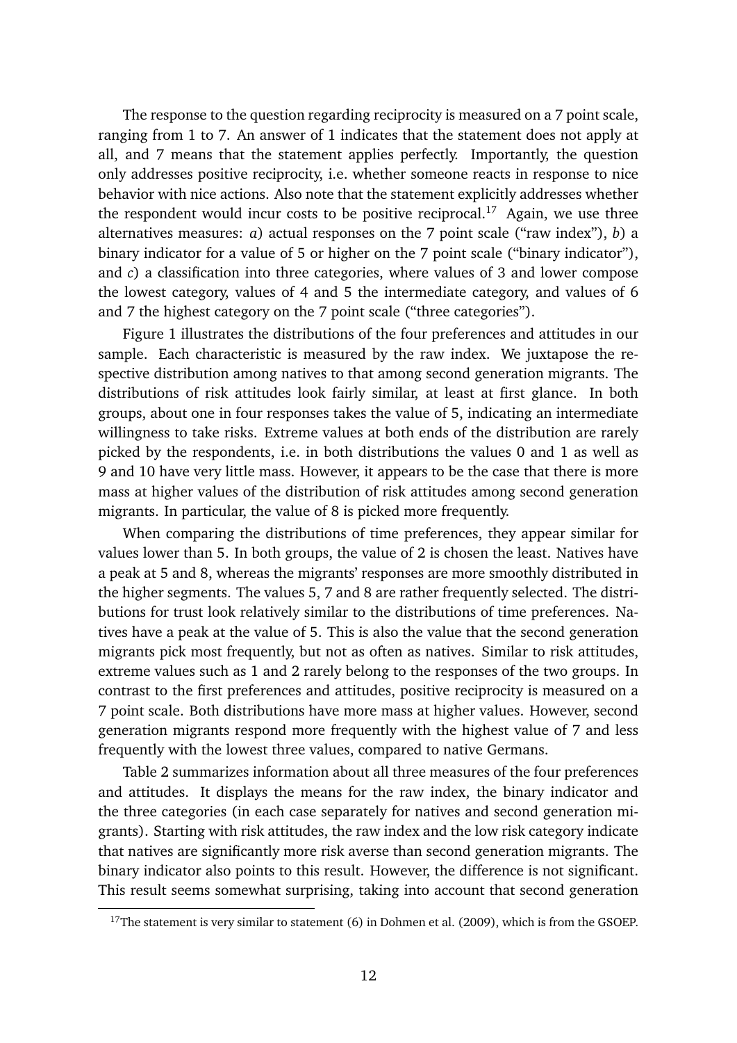The response to the question regarding reciprocity is measured on a 7 point scale, ranging from 1 to 7. An answer of 1 indicates that the statement does not apply at all, and 7 means that the statement applies perfectly. Importantly, the question only addresses positive reciprocity, i.e. whether someone reacts in response to nice behavior with nice actions. Also note that the statement explicitly addresses whether the respondent would incur costs to be positive reciprocal.[17] Again, we use three alternatives measures: *a*) actual responses on the 7 point scale ("raw index"), *b*) a binary indicator for a value of 5 or higher on the 7 point scale ("binary indicator"), and *c*) a classification into three categories, where values of 3 and lower compose the lowest category, values of 4 and 5 the intermediate category, and values of 6 and 7 the highest category on the 7 point scale ("three categories").

Figure 1 illustrates the distributions of the four preferences and attitudes in our sample. Each characteristic is measured by the raw index. We juxtapose the respective distribution among natives to that among second generation migrants. The distributions of risk attitudes look fairly similar, at least at first glance. In both groups, about one in four responses takes the value of 5, indicating an intermediate willingness to take risks. Extreme values at both ends of the distribution are rarely picked by the respondents, i.e. in both distributions the values 0 and 1 as well as 9 and 10 have very little mass. However, it appears to be the case that there is more mass at higher values of the distribution of risk attitudes among second generation migrants. In particular, the value of 8 is picked more frequently.

When comparing the distributions of time preferences, they appear similar for values lower than 5. In both groups, the value of 2 is chosen the least. Natives have a peak at 5 and 8, whereas the migrants' responses are more smoothly distributed in the higher segments. The values 5, 7 and 8 are rather frequently selected. The distributions for trust look relatively similar to the distributions of time preferences. Natives have a peak at the value of 5. This is also the value that the second generation migrants pick most frequently, but not as often as natives. Similar to risk attitudes, extreme values such as 1 and 2 rarely belong to the responses of the two groups. In contrast to the first preferences and attitudes, positive reciprocity is measured on a 7 point scale. Both distributions have more mass at higher values. However, second generation migrants respond more frequently with the highest value of 7 and less frequently with the lowest three values, compared to native Germans.

Table 2 summarizes information about all three measures of the four preferences and attitudes. It displays the means for the raw index, the binary indicator and the three categories (in each case separately for natives and second generation migrants). Starting with risk attitudes, the raw index and the low risk category indicate that natives are significantly more risk averse than second generation migrants. The binary indicator also points to this result. However, the difference is not significant. This result seems somewhat surprising, taking into account that second generation

[17] The statement is very similar to statement (6) in Dohmen et al. (2009), which is from the GSOEP.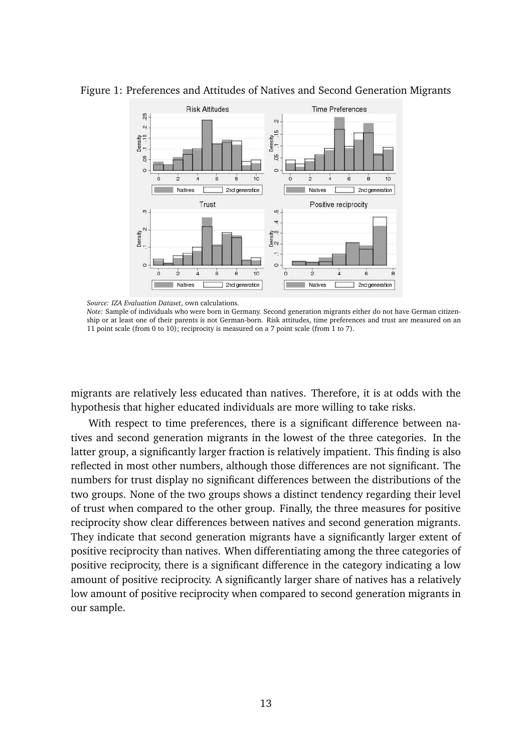Figure 1: Preferences and Attitudes of Natives and Second Generation Migrants

*Source: IZA Evaluation Dataset*, own calculations.
*Note:* Sample of individuals who were born in Germany. Second generation migrants either do not have German citizenship or at least one of their parents is not German-born. Risk attitudes, time preferences and trust are measured on an 11 point scale (from 0 to 10); reciprocity is measured on a 7 point scale (from 1 to 7).

migrants are relatively less educated than natives. Therefore, it is at odds with the hypothesis that higher educated individuals are more willing to take risks.

With respect to time preferences, there is a significant difference between natives and second generation migrants in the lowest of the three categories. In the latter group, a significantly larger fraction is relatively impatient. This finding is also reflected in most other numbers, although those differences are not significant. The numbers for trust display no significant differences between the distributions of the two groups. None of the two groups shows a distinct tendency regarding their level of trust when compared to the other group. Finally, the three measures for positive reciprocity show clear differences between natives and second generation migrants. They indicate that second generation migrants have a significantly larger extent of positive reciprocity than natives. When differentiating among the three categories of positive reciprocity, there is a significant difference in the category indicating a low amount of positive reciprocity. A significantly larger share of natives has a relatively low amount of positive reciprocity when compared to second generation migrants in our sample.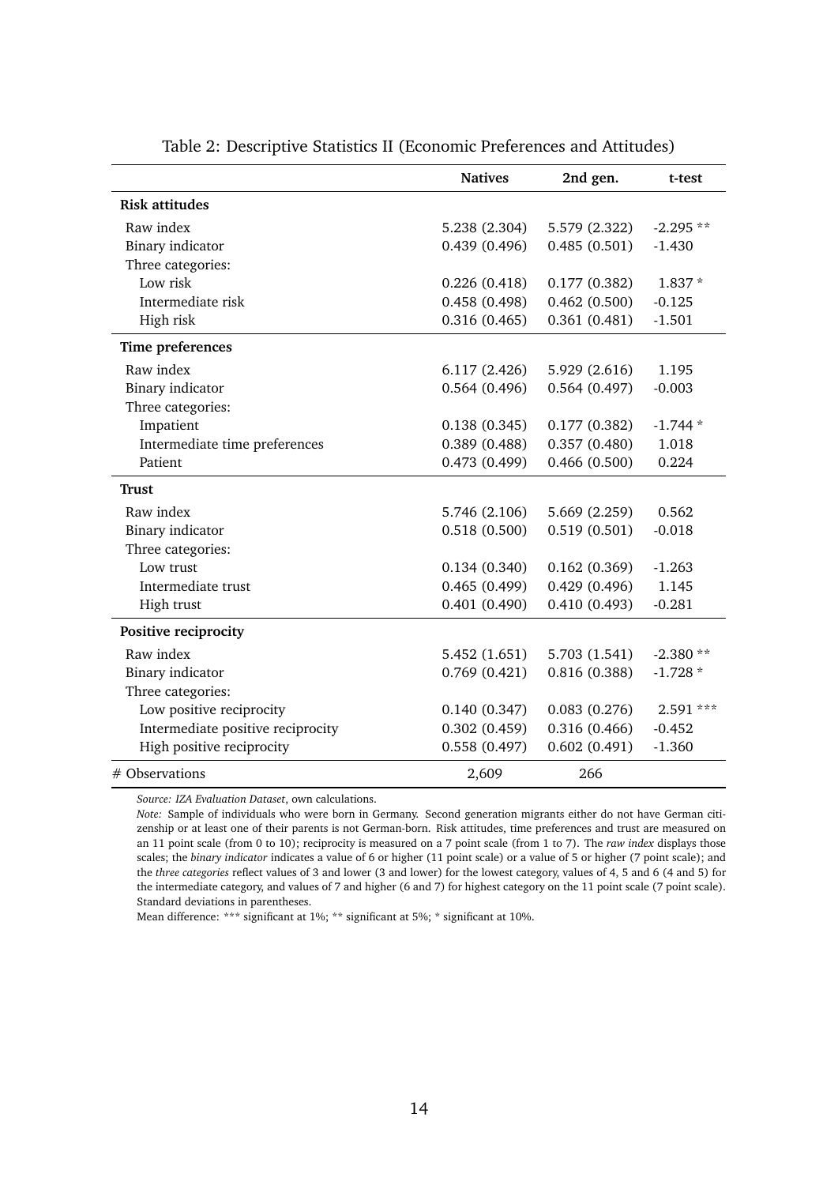Table 2: Descriptive Statistics II (Economic Preferences and Attitudes)

| | **Natives** | **2nd gen.** | **t-test** |
|---|---|---|---|
| **Risk attitudes** | | | |
| Raw index | 5.238 (2.304) | 5.579 (2.322) | -2.295 ** |
| Binary indicator | 0.439 (0.496) | 0.485 (0.501) | -1.430 |
| Three categories: | | | |
| Low risk | 0.226 (0.418) | 0.177 (0.382) | 1.837 * |
| Intermediate risk | 0.458 (0.498) | 0.462 (0.500) | -0.125 |
| High risk | 0.316 (0.465) | 0.361 (0.481) | -1.501 |
| **Time preferences** | | | |
| Raw index | 6.117 (2.426) | 5.929 (2.616) | 1.195 |
| Binary indicator | 0.564 (0.496) | 0.564 (0.497) | -0.003 |
| Three categories: | | | |
| Impatient | 0.138 (0.345) | 0.177 (0.382) | -1.744 * |
| Intermediate time preferences | 0.389 (0.488) | 0.357 (0.480) | 1.018 |
| Patient | 0.473 (0.499) | 0.466 (0.500) | 0.224 |
| **Trust** | | | |
| Raw index | 5.746 (2.106) | 5.669 (2.259) | 0.562 |
| Binary indicator | 0.518 (0.500) | 0.519 (0.501) | -0.018 |
| Three categories: | | | |
| Low trust | 0.134 (0.340) | 0.162 (0.369) | -1.263 |
| Intermediate trust | 0.465 (0.499) | 0.429 (0.496) | 1.145 |
| High trust | 0.401 (0.490) | 0.410 (0.493) | -0.281 |
| **Positive reciprocity** | | | |
| Raw index | 5.452 (1.651) | 5.703 (1.541) | -2.380 ** |
| Binary indicator | 0.769 (0.421) | 0.816 (0.388) | -1.728 * |
| Three categories: | | | |
| Low positive reciprocity | 0.140 (0.347) | 0.083 (0.276) | 2.591 *** |
| Intermediate positive reciprocity | 0.302 (0.459) | 0.316 (0.466) | -0.452 |
| High positive reciprocity | 0.558 (0.497) | 0.602 (0.491) | -1.360 |
| # Observations | 2,609 | 266 | |

*Source: IZA Evaluation Dataset*, own calculations.

*Note:* Sample of individuals who were born in Germany. Second generation migrants either do not have German citizenship or at least one of their parents is not German-born. Risk attitudes, time preferences and trust are measured on an 11 point scale (from 0 to 10); reciprocity is measured on a 7 point scale (from 1 to 7). The *raw index* displays those scales; the *binary indicator* indicates a value of 6 or higher (11 point scale) or a value of 5 or higher (7 point scale); and the *three categories* reflect values of 3 and lower (3 and lower) for the lowest category, values of 4, 5 and 6 (4 and 5) for the intermediate category, and values of 7 and higher (6 and 7) for highest category on the 11 point scale (7 point scale). Standard deviations in parentheses.

Mean difference: *** significant at 1%; ** significant at 5%; * significant at 10%.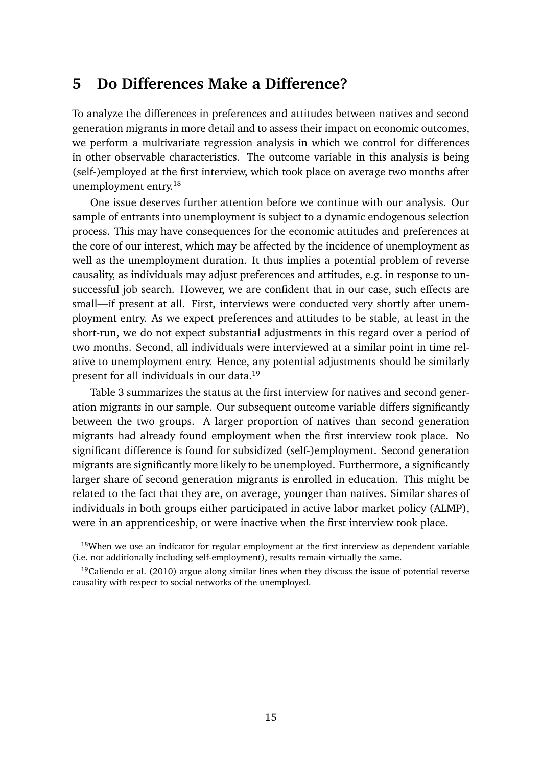## 5 Do Differences Make a Difference?

To analyze the differences in preferences and attitudes between natives and second generation migrants in more detail and to assess their impact on economic outcomes, we perform a multivariate regression analysis in which we control for differences in other observable characteristics. The outcome variable in this analysis is being (self-)employed at the first interview, which took place on average two months after unemployment entry.[18]

One issue deserves further attention before we continue with our analysis. Our sample of entrants into unemployment is subject to a dynamic endogenous selection process. This may have consequences for the economic attitudes and preferences at the core of our interest, which may be affected by the incidence of unemployment as well as the unemployment duration. It thus implies a potential problem of reverse causality, as individuals may adjust preferences and attitudes, e.g. in response to unsuccessful job search. However, we are confident that in our case, such effects are small—if present at all. First, interviews were conducted very shortly after unemployment entry. As we expect preferences and attitudes to be stable, at least in the short-run, we do not expect substantial adjustments in this regard over a period of two months. Second, all individuals were interviewed at a similar point in time relative to unemployment entry. Hence, any potential adjustments should be similarly present for all individuals in our data.[19]

Table 3 summarizes the status at the first interview for natives and second generation migrants in our sample. Our subsequent outcome variable differs significantly between the two groups. A larger proportion of natives than second generation migrants had already found employment when the first interview took place. No significant difference is found for subsidized (self-)employment. Second generation migrants are significantly more likely to be unemployed. Furthermore, a significantly larger share of second generation migrants is enrolled in education. This might be related to the fact that they are, on average, younger than natives. Similar shares of individuals in both groups either participated in active labor market policy (ALMP), were in an apprenticeship, or were inactive when the first interview took place.

[18] When we use an indicator for regular employment at the first interview as dependent variable (i.e. not additionally including self-employment), results remain virtually the same.

[19] Caliendo et al. (2010) argue along similar lines when they discuss the issue of potential reverse causality with respect to social networks of the unemployed.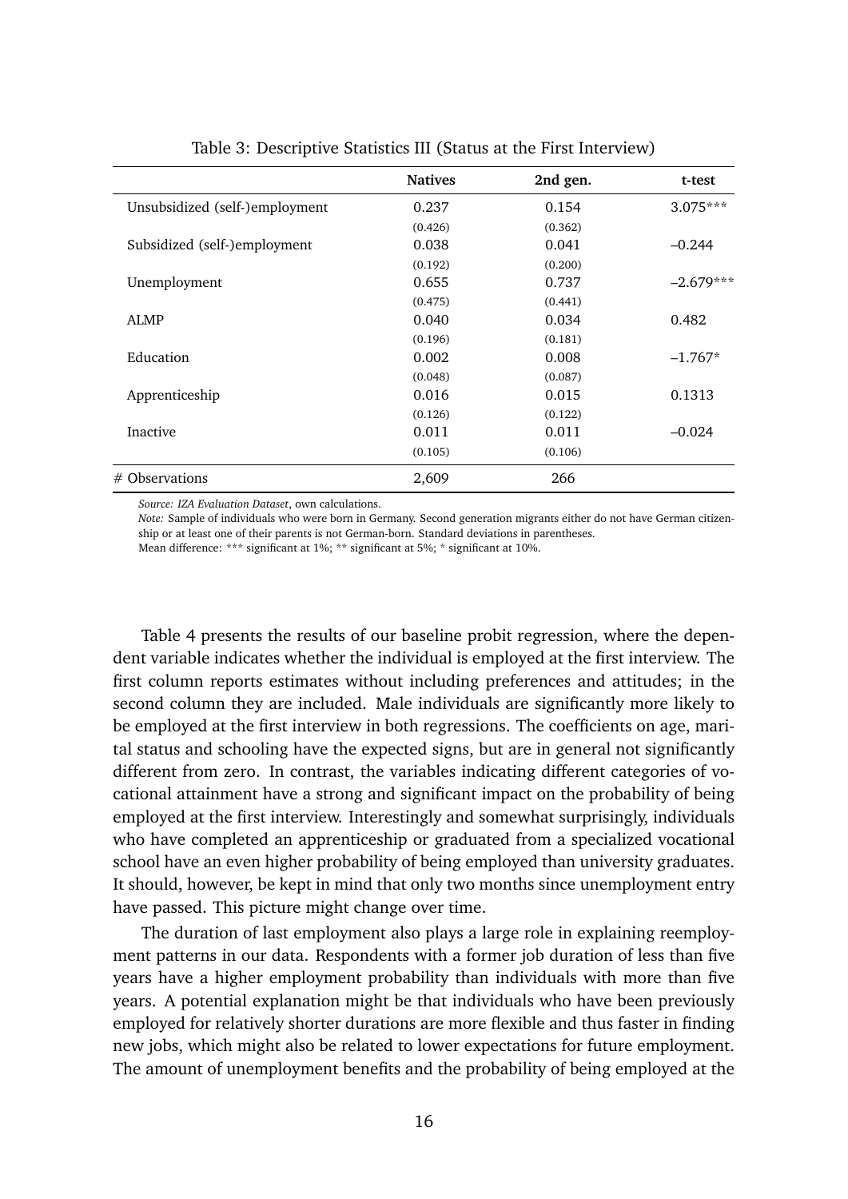Table 3: Descriptive Statistics III (Status at the First Interview)

| | **Natives** | **2nd gen.** | **t-test** |
|---|---|---|---|
| Unsubsidized (self-)employment | 0.237 | 0.154 | 3.075*** |
| | (0.426) | (0.362) | |
| Subsidized (self-)employment | 0.038 | 0.041 | –0.244 |
| | (0.192) | (0.200) | |
| Unemployment | 0.655 | 0.737 | –2.679*** |
| | (0.475) | (0.441) | |
| ALMP | 0.040 | 0.034 | 0.482 |
| | (0.196) | (0.181) | |
| Education | 0.002 | 0.008 | –1.767* |
| | (0.048) | (0.087) | |
| Apprenticeship | 0.016 | 0.015 | 0.1313 |
| | (0.126) | (0.122) | |
| Inactive | 0.011 | 0.011 | –0.024 |
| | (0.105) | (0.106) | |
| # Observations | 2,609 | 266 | |

*Source: IZA Evaluation Dataset*, own calculations.
*Note:* Sample of individuals who were born in Germany. Second generation migrants either do not have German citizenship or at least one of their parents is not German-born. Standard deviations in parentheses.
Mean difference: *** significant at 1%; ** significant at 5%; * significant at 10%.

Table 4 presents the results of our baseline probit regression, where the dependent variable indicates whether the individual is employed at the first interview. The first column reports estimates without including preferences and attitudes; in the second column they are included. Male individuals are significantly more likely to be employed at the first interview in both regressions. The coefficients on age, marital status and schooling have the expected signs, but are in general not significantly different from zero. In contrast, the variables indicating different categories of vocational attainment have a strong and significant impact on the probability of being employed at the first interview. Interestingly and somewhat surprisingly, individuals who have completed an apprenticeship or graduated from a specialized vocational school have an even higher probability of being employed than university graduates. It should, however, be kept in mind that only two months since unemployment entry have passed. This picture might change over time.

The duration of last employment also plays a large role in explaining reemployment patterns in our data. Respondents with a former job duration of less than five years have a higher employment probability than individuals with more than five years. A potential explanation might be that individuals who have been previously employed for relatively shorter durations are more flexible and thus faster in finding new jobs, which might also be related to lower expectations for future employment. The amount of unemployment benefits and the probability of being employed at the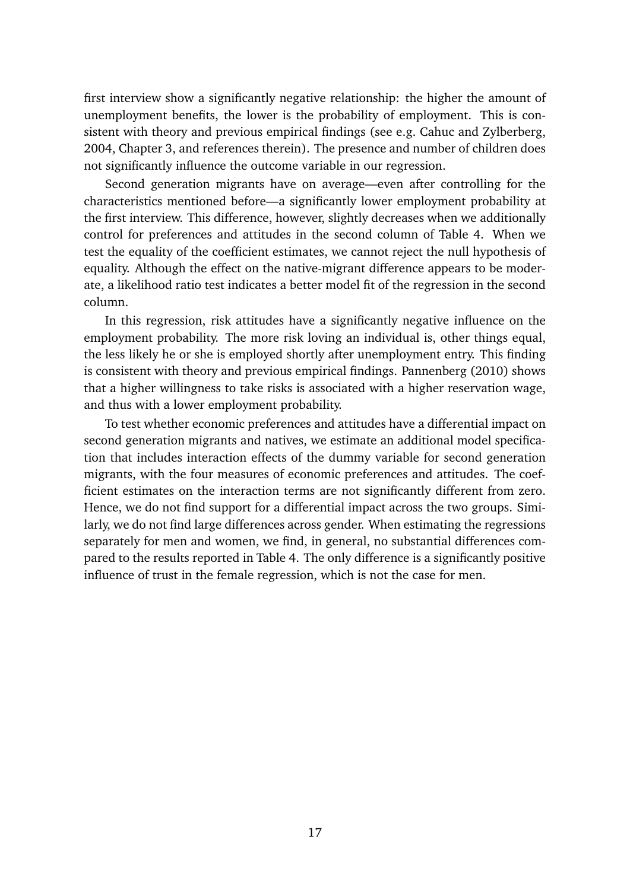first interview show a significantly negative relationship: the higher the amount of unemployment benefits, the lower is the probability of employment. This is consistent with theory and previous empirical findings (see e.g. Cahuc and Zylberberg, 2004, Chapter 3, and references therein). The presence and number of children does not significantly influence the outcome variable in our regression.

Second generation migrants have on average—even after controlling for the characteristics mentioned before—a significantly lower employment probability at the first interview. This difference, however, slightly decreases when we additionally control for preferences and attitudes in the second column of Table 4. When we test the equality of the coefficient estimates, we cannot reject the null hypothesis of equality. Although the effect on the native-migrant difference appears to be moderate, a likelihood ratio test indicates a better model fit of the regression in the second column.

In this regression, risk attitudes have a significantly negative influence on the employment probability. The more risk loving an individual is, other things equal, the less likely he or she is employed shortly after unemployment entry. This finding is consistent with theory and previous empirical findings. Pannenberg (2010) shows that a higher willingness to take risks is associated with a higher reservation wage, and thus with a lower employment probability.

To test whether economic preferences and attitudes have a differential impact on second generation migrants and natives, we estimate an additional model specification that includes interaction effects of the dummy variable for second generation migrants, with the four measures of economic preferences and attitudes. The coefficient estimates on the interaction terms are not significantly different from zero. Hence, we do not find support for a differential impact across the two groups. Similarly, we do not find large differences across gender. When estimating the regressions separately for men and women, we find, in general, no substantial differences compared to the results reported in Table 4. The only difference is a significantly positive influence of trust in the female regression, which is not the case for men.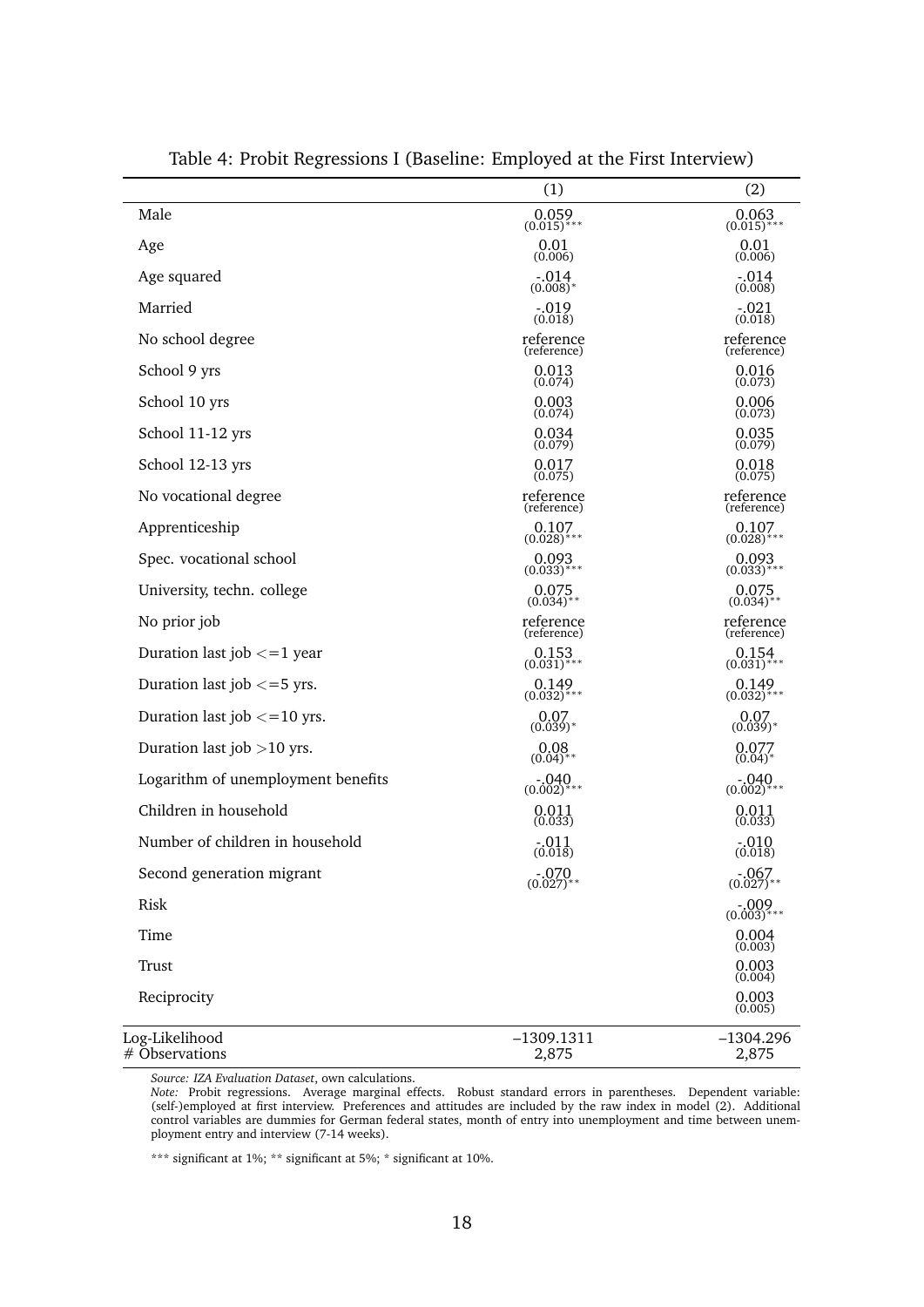Table 4: Probit Regressions I (Baseline: Employed at the First Interview)

| | (1) | (2) |
|---|---|---|
| Male | 0.059 (0.015)*** | 0.063 (0.015)*** |
| Age | 0.01 (0.006) | 0.01 (0.006) |
| Age squared | -.014 (0.008)* | -.014 (0.008) |
| Married | -.019 (0.018) | -.021 (0.018) |
| No school degree | reference (reference) | reference (reference) |
| School 9 yrs | 0.013 (0.074) | 0.016 (0.073) |
| School 10 yrs | 0.003 (0.074) | 0.006 (0.073) |
| School 11-12 yrs | 0.034 (0.079) | 0.035 (0.079) |
| School 12-13 yrs | 0.017 (0.075) | 0.018 (0.075) |
| No vocational degree | reference (reference) | reference (reference) |
| Apprenticeship | 0.107 (0.028)*** | 0.107 (0.028)*** |
| Spec. vocational school | 0.093 (0.033)*** | 0.093 (0.033)*** |
| University, techn. college | 0.075 (0.034)** | 0.075 (0.034)** |
| No prior job | reference (reference) | reference (reference) |
| Duration last job <=1 year | 0.153 (0.031)*** | 0.154 (0.031)*** |
| Duration last job <=5 yrs. | 0.149 (0.032)*** | 0.149 (0.032)*** |
| Duration last job <=10 yrs. | 0.07 (0.039)* | 0.07 (0.039)* |
| Duration last job >10 yrs. | 0.08 (0.04)** | 0.077 (0.04)* |
| Logarithm of unemployment benefits | -.040 (0.002)*** | -.040 (0.002)*** |
| Children in household | 0.011 (0.033) | 0.011 (0.033) |
| Number of children in household | -.011 (0.018) | -.010 (0.018) |
| Second generation migrant | -.070 (0.027)** | -.067 (0.027)** |
| Risk | | -.009 (0.003)*** |
| Time | | 0.004 (0.003) |
| Trust | | 0.003 (0.004) |
| Reciprocity | | 0.003 (0.005) |
| Log-Likelihood | –1309.1311 | –1304.296 |
| # Observations | 2,875 | 2,875 |

*Source: IZA Evaluation Dataset*, own calculations.
*Note:* Probit regressions. Average marginal effects. Robust standard errors in parentheses. Dependent variable: (self-)employed at first interview. Preferences and attitudes are included by the raw index in model (2). Additional control variables are dummies for German federal states, month of entry into unemployment and time between unemployment entry and interview (7-14 weeks).

*** significant at 1%; ** significant at 5%; * significant at 10%.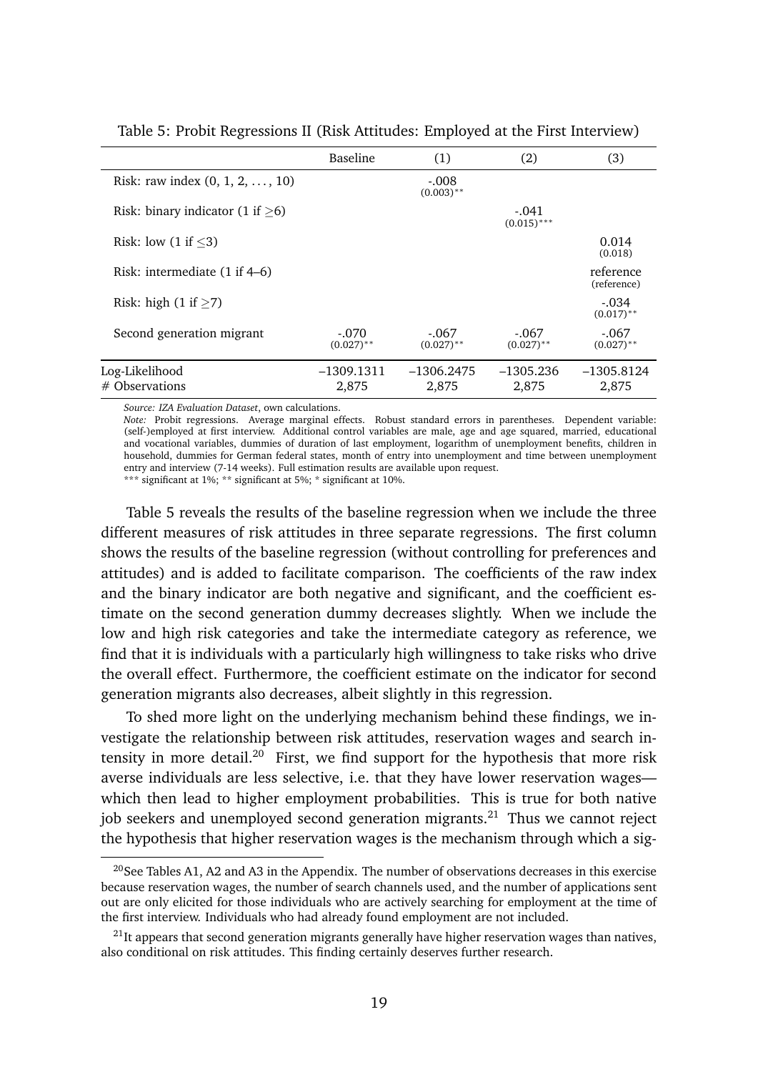Table 5: Probit Regressions II (Risk Attitudes: Employed at the First Interview)

| | Baseline | (1) | (2) | (3) |
|---|---|---|---|---|
| Risk: raw index (0, 1, 2, . . . , 10) | | -.008 (0.003)** | | |
| Risk: binary indicator (1 if ≥6) | | | -.041 (0.015)*** | |
| Risk: low (1 if ≤3) | | | | 0.014 (0.018) |
| Risk: intermediate (1 if 4–6) | | | | reference (reference) |
| Risk: high (1 if ≥7) | | | | -.034 (0.017)** |
| Second generation migrant | -.070 (0.027)** | -.067 (0.027)** | -.067 (0.027)** | -.067 (0.027)** |
| Log-Likelihood | –1309.1311 | –1306.2475 | –1305.236 | –1305.8124 |
| # Observations | 2,875 | 2,875 | 2,875 | 2,875 |

*Source: IZA Evaluation Dataset*, own calculations.
*Note:* Probit regressions. Average marginal effects. Robust standard errors in parentheses. Dependent variable: (self-)employed at first interview. Additional control variables are male, age and age squared, married, educational and vocational variables, dummies of duration of last employment, logarithm of unemployment benefits, children in household, dummies for German federal states, month of entry into unemployment and time between unemployment entry and interview (7-14 weeks). Full estimation results are available upon request.
*** significant at 1%; ** significant at 5%; * significant at 10%.

Table 5 reveals the results of the baseline regression when we include the three different measures of risk attitudes in three separate regressions. The first column shows the results of the baseline regression (without controlling for preferences and attitudes) and is added to facilitate comparison. The coefficients of the raw index and the binary indicator are both negative and significant, and the coefficient estimate on the second generation dummy decreases slightly. When we include the low and high risk categories and take the intermediate category as reference, we find that it is individuals with a particularly high willingness to take risks who drive the overall effect. Furthermore, the coefficient estimate on the indicator for second generation migrants also decreases, albeit slightly in this regression.

To shed more light on the underlying mechanism behind these findings, we investigate the relationship between risk attitudes, reservation wages and search intensity in more detail.[20] First, we find support for the hypothesis that more risk averse individuals are less selective, i.e. that they have lower reservation wages—which then lead to higher employment probabilities. This is true for both native job seekers and unemployed second generation migrants.[21] Thus we cannot reject the hypothesis that higher reservation wages is the mechanism through which a sig-

[20] See Tables A1, A2 and A3 in the Appendix. The number of observations decreases in this exercise because reservation wages, the number of search channels used, and the number of applications sent out are only elicited for those individuals who are actively searching for employment at the time of the first interview. Individuals who had already found employment are not included.

[21] It appears that second generation migrants generally have higher reservation wages than natives, also conditional on risk attitudes. This finding certainly deserves further research.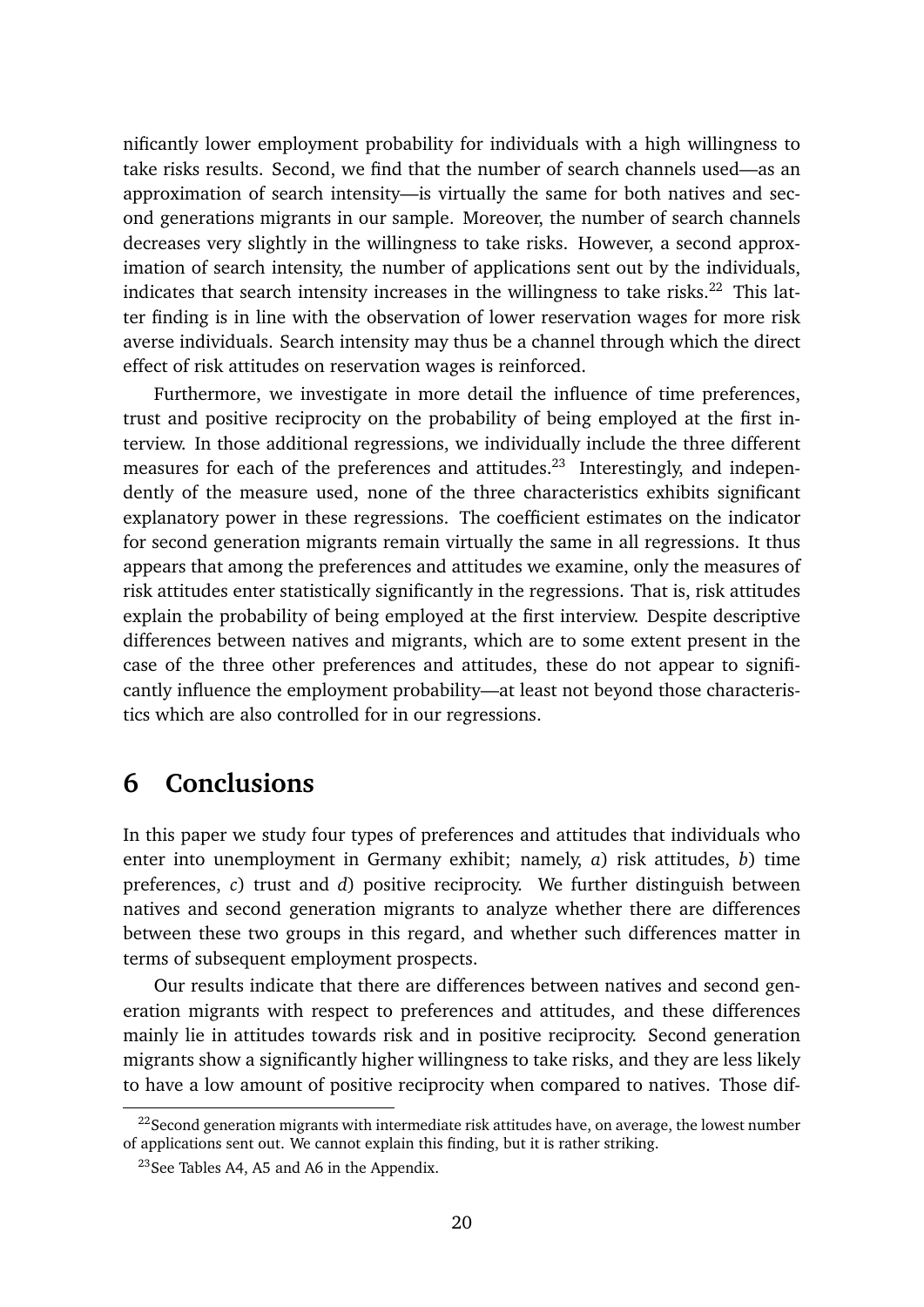nificantly lower employment probability for individuals with a high willingness to take risks results. Second, we find that the number of search channels used—as an approximation of search intensity—is virtually the same for both natives and second generations migrants in our sample. Moreover, the number of search channels decreases very slightly in the willingness to take risks. However, a second approximation of search intensity, the number of applications sent out by the individuals, indicates that search intensity increases in the willingness to take risks.[22] This latter finding is in line with the observation of lower reservation wages for more risk averse individuals. Search intensity may thus be a channel through which the direct effect of risk attitudes on reservation wages is reinforced.

Furthermore, we investigate in more detail the influence of time preferences, trust and positive reciprocity on the probability of being employed at the first interview. In those additional regressions, we individually include the three different measures for each of the preferences and attitudes.[23] Interestingly, and independently of the measure used, none of the three characteristics exhibits significant explanatory power in these regressions. The coefficient estimates on the indicator for second generation migrants remain virtually the same in all regressions. It thus appears that among the preferences and attitudes we examine, only the measures of risk attitudes enter statistically significantly in the regressions. That is, risk attitudes explain the probability of being employed at the first interview. Despite descriptive differences between natives and migrants, which are to some extent present in the case of the three other preferences and attitudes, these do not appear to significantly influence the employment probability—at least not beyond those characteristics which are also controlled for in our regressions.

# 6 Conclusions

In this paper we study four types of preferences and attitudes that individuals who enter into unemployment in Germany exhibit; namely, *a*) risk attitudes, *b*) time preferences, *c*) trust and *d*) positive reciprocity. We further distinguish between natives and second generation migrants to analyze whether there are differences between these two groups in this regard, and whether such differences matter in terms of subsequent employment prospects.

Our results indicate that there are differences between natives and second generation migrants with respect to preferences and attitudes, and these differences mainly lie in attitudes towards risk and in positive reciprocity. Second generation migrants show a significantly higher willingness to take risks, and they are less likely to have a low amount of positive reciprocity when compared to natives. Those dif-

[22] Second generation migrants with intermediate risk attitudes have, on average, the lowest number of applications sent out. We cannot explain this finding, but it is rather striking.

[23] See Tables A4, A5 and A6 in the Appendix.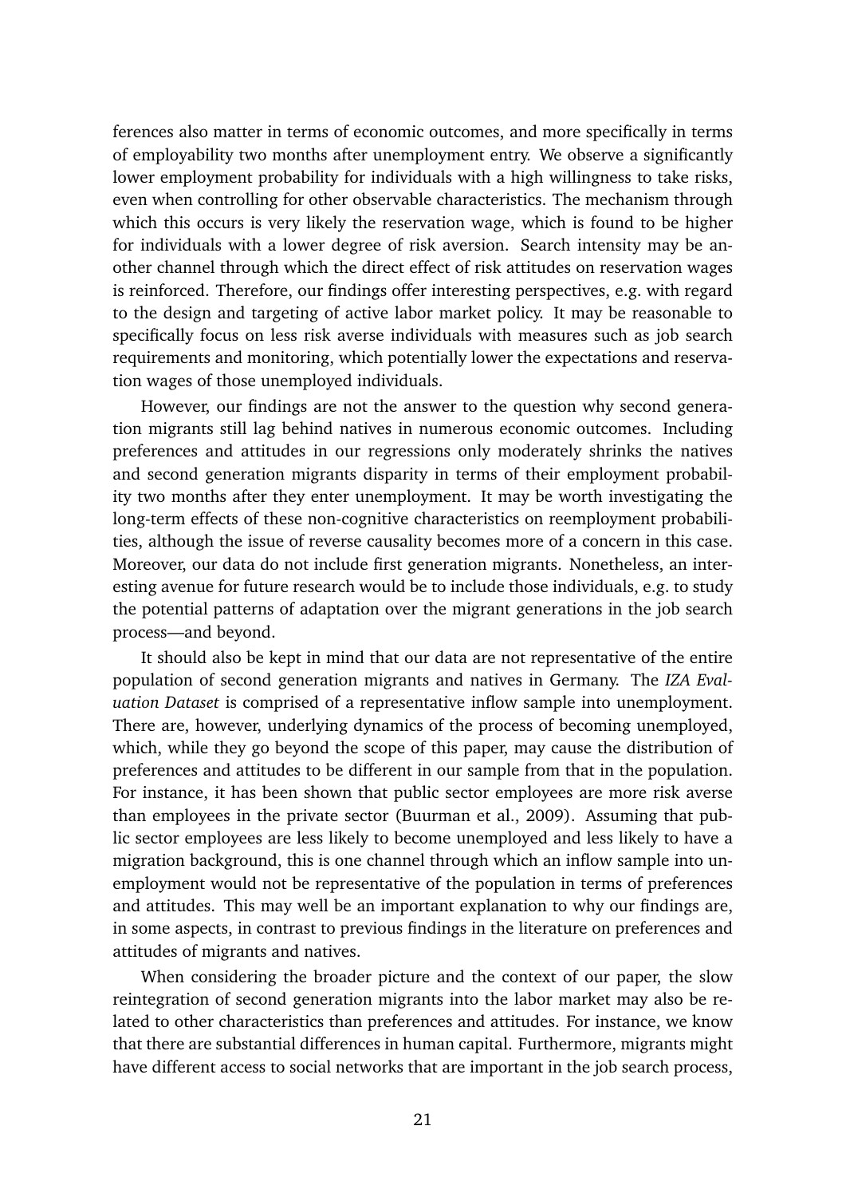ferences also matter in terms of economic outcomes, and more specifically in terms of employability two months after unemployment entry. We observe a significantly lower employment probability for individuals with a high willingness to take risks, even when controlling for other observable characteristics. The mechanism through which this occurs is very likely the reservation wage, which is found to be higher for individuals with a lower degree of risk aversion. Search intensity may be another channel through which the direct effect of risk attitudes on reservation wages is reinforced. Therefore, our findings offer interesting perspectives, e.g. with regard to the design and targeting of active labor market policy. It may be reasonable to specifically focus on less risk averse individuals with measures such as job search requirements and monitoring, which potentially lower the expectations and reservation wages of those unemployed individuals.

However, our findings are not the answer to the question why second generation migrants still lag behind natives in numerous economic outcomes. Including preferences and attitudes in our regressions only moderately shrinks the natives and second generation migrants disparity in terms of their employment probability two months after they enter unemployment. It may be worth investigating the long-term effects of these non-cognitive characteristics on reemployment probabilities, although the issue of reverse causality becomes more of a concern in this case. Moreover, our data do not include first generation migrants. Nonetheless, an interesting avenue for future research would be to include those individuals, e.g. to study the potential patterns of adaptation over the migrant generations in the job search process—and beyond.

It should also be kept in mind that our data are not representative of the entire population of second generation migrants and natives in Germany. The *IZA Evaluation Dataset* is comprised of a representative inflow sample into unemployment. There are, however, underlying dynamics of the process of becoming unemployed, which, while they go beyond the scope of this paper, may cause the distribution of preferences and attitudes to be different in our sample from that in the population. For instance, it has been shown that public sector employees are more risk averse than employees in the private sector (Buurman et al., 2009). Assuming that public sector employees are less likely to become unemployed and less likely to have a migration background, this is one channel through which an inflow sample into unemployment would not be representative of the population in terms of preferences and attitudes. This may well be an important explanation to why our findings are, in some aspects, in contrast to previous findings in the literature on preferences and attitudes of migrants and natives.

When considering the broader picture and the context of our paper, the slow reintegration of second generation migrants into the labor market may also be related to other characteristics than preferences and attitudes. For instance, we know that there are substantial differences in human capital. Furthermore, migrants might have different access to social networks that are important in the job search process,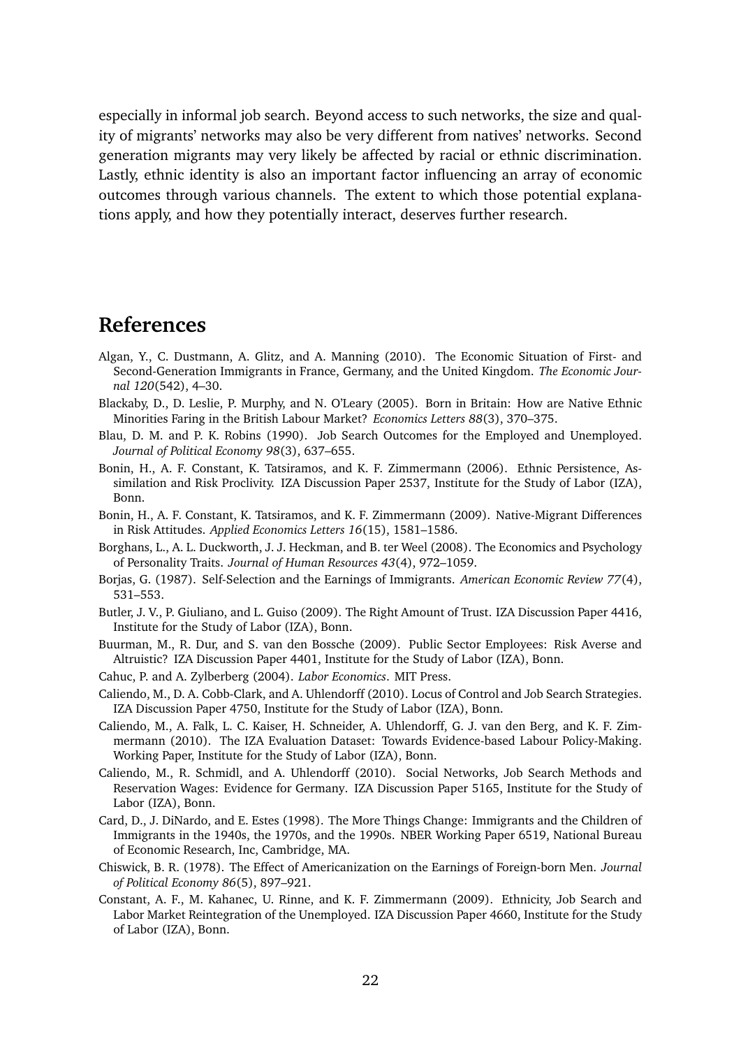especially in informal job search. Beyond access to such networks, the size and quality of migrants' networks may also be very different from natives' networks. Second generation migrants may very likely be affected by racial or ethnic discrimination. Lastly, ethnic identity is also an important factor influencing an array of economic outcomes through various channels. The extent to which those potential explanations apply, and how they potentially interact, deserves further research.

# References

Algan, Y., C. Dustmann, A. Glitz, and A. Manning (2010). The Economic Situation of First- and Second-Generation Immigrants in France, Germany, and the United Kingdom. *The Economic Journal 120*(542), 4–30.

Blackaby, D., D. Leslie, P. Murphy, and N. O'Leary (2005). Born in Britain: How are Native Ethnic Minorities Faring in the British Labour Market? *Economics Letters 88*(3), 370–375.

Blau, D. M. and P. K. Robins (1990). Job Search Outcomes for the Employed and Unemployed. *Journal of Political Economy 98*(3), 637–655.

Bonin, H., A. F. Constant, K. Tatsiramos, and K. F. Zimmermann (2006). Ethnic Persistence, Assimilation and Risk Proclivity. IZA Discussion Paper 2537, Institute for the Study of Labor (IZA), Bonn.

Bonin, H., A. F. Constant, K. Tatsiramos, and K. F. Zimmermann (2009). Native-Migrant Differences in Risk Attitudes. *Applied Economics Letters 16*(15), 1581–1586.

Borghans, L., A. L. Duckworth, J. J. Heckman, and B. ter Weel (2008). The Economics and Psychology of Personality Traits. *Journal of Human Resources 43*(4), 972–1059.

Borjas, G. (1987). Self-Selection and the Earnings of Immigrants. *American Economic Review 77*(4), 531–553.

Butler, J. V., P. Giuliano, and L. Guiso (2009). The Right Amount of Trust. IZA Discussion Paper 4416, Institute for the Study of Labor (IZA), Bonn.

Buurman, M., R. Dur, and S. van den Bossche (2009). Public Sector Employees: Risk Averse and Altruistic? IZA Discussion Paper 4401, Institute for the Study of Labor (IZA), Bonn.

Cahuc, P. and A. Zylberberg (2004). *Labor Economics*. MIT Press.

Caliendo, M., D. A. Cobb-Clark, and A. Uhlendorff (2010). Locus of Control and Job Search Strategies. IZA Discussion Paper 4750, Institute for the Study of Labor (IZA), Bonn.

Caliendo, M., A. Falk, L. C. Kaiser, H. Schneider, A. Uhlendorff, G. J. van den Berg, and K. F. Zimmermann (2010). The IZA Evaluation Dataset: Towards Evidence-based Labour Policy-Making. Working Paper, Institute for the Study of Labor (IZA), Bonn.

Caliendo, M., R. Schmidl, and A. Uhlendorff (2010). Social Networks, Job Search Methods and Reservation Wages: Evidence for Germany. IZA Discussion Paper 5165, Institute for the Study of Labor (IZA), Bonn.

Card, D., J. DiNardo, and E. Estes (1998). The More Things Change: Immigrants and the Children of Immigrants in the 1940s, the 1970s, and the 1990s. NBER Working Paper 6519, National Bureau of Economic Research, Inc, Cambridge, MA.

Chiswick, B. R. (1978). The Effect of Americanization on the Earnings of Foreign-born Men. *Journal of Political Economy 86*(5), 897–921.

Constant, A. F., M. Kahanec, U. Rinne, and K. F. Zimmermann (2009). Ethnicity, Job Search and Labor Market Reintegration of the Unemployed. IZA Discussion Paper 4660, Institute for the Study of Labor (IZA), Bonn.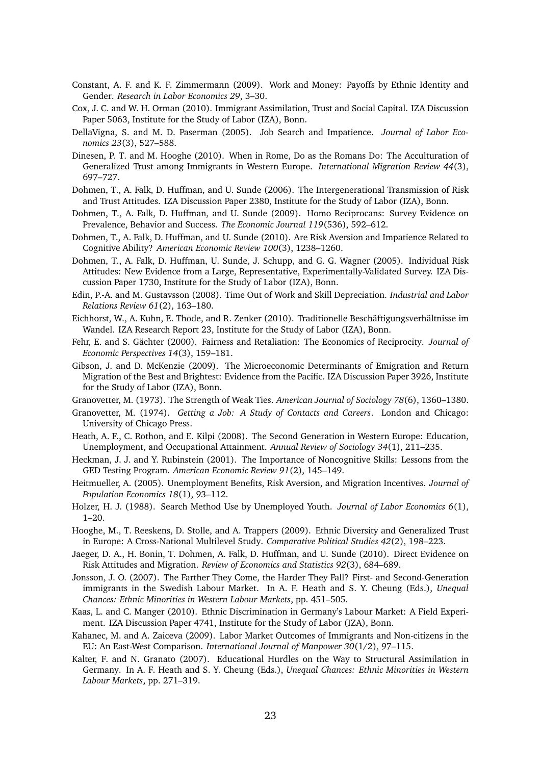Constant, A. F. and K. F. Zimmermann (2009). Work and Money: Payoffs by Ethnic Identity and Gender. *Research in Labor Economics 29*, 3–30.

Cox, J. C. and W. H. Orman (2010). Immigrant Assimilation, Trust and Social Capital. IZA Discussion Paper 5063, Institute for the Study of Labor (IZA), Bonn.

DellaVigna, S. and M. D. Paserman (2005). Job Search and Impatience. *Journal of Labor Economics 23*(3), 527–588.

Dinesen, P. T. and M. Hooghe (2010). When in Rome, Do as the Romans Do: The Acculturation of Generalized Trust among Immigrants in Western Europe. *International Migration Review 44*(3), 697–727.

Dohmen, T., A. Falk, D. Huffman, and U. Sunde (2006). The Intergenerational Transmission of Risk and Trust Attitudes. IZA Discussion Paper 2380, Institute for the Study of Labor (IZA), Bonn.

Dohmen, T., A. Falk, D. Huffman, and U. Sunde (2009). Homo Reciprocans: Survey Evidence on Prevalence, Behavior and Success. *The Economic Journal 119*(536), 592–612.

Dohmen, T., A. Falk, D. Huffman, and U. Sunde (2010). Are Risk Aversion and Impatience Related to Cognitive Ability? *American Economic Review 100*(3), 1238–1260.

Dohmen, T., A. Falk, D. Huffman, U. Sunde, J. Schupp, and G. G. Wagner (2005). Individual Risk Attitudes: New Evidence from a Large, Representative, Experimentally-Validated Survey. IZA Discussion Paper 1730, Institute for the Study of Labor (IZA), Bonn.

Edin, P.-A. and M. Gustavsson (2008). Time Out of Work and Skill Depreciation. *Industrial and Labor Relations Review 61*(2), 163–180.

Eichhorst, W., A. Kuhn, E. Thode, and R. Zenker (2010). Traditionelle Beschäftigungsverhältnisse im Wandel. IZA Research Report 23, Institute for the Study of Labor (IZA), Bonn.

Fehr, E. and S. Gächter (2000). Fairness and Retaliation: The Economics of Reciprocity. *Journal of Economic Perspectives 14*(3), 159–181.

Gibson, J. and D. McKenzie (2009). The Microeconomic Determinants of Emigration and Return Migration of the Best and Brightest: Evidence from the Pacific. IZA Discussion Paper 3926, Institute for the Study of Labor (IZA), Bonn.

Granovetter, M. (1973). The Strength of Weak Ties. *American Journal of Sociology 78*(6), 1360–1380.

Granovetter, M. (1974). *Getting a Job: A Study of Contacts and Careers*. London and Chicago: University of Chicago Press.

Heath, A. F., C. Rothon, and E. Kilpi (2008). The Second Generation in Western Europe: Education, Unemployment, and Occupational Attainment. *Annual Review of Sociology 34*(1), 211–235.

Heckman, J. J. and Y. Rubinstein (2001). The Importance of Noncognitive Skills: Lessons from the GED Testing Program. *American Economic Review 91*(2), 145–149.

Heitmueller, A. (2005). Unemployment Benefits, Risk Aversion, and Migration Incentives. *Journal of Population Economics 18*(1), 93–112.

Holzer, H. J. (1988). Search Method Use by Unemployed Youth. *Journal of Labor Economics 6*(1), 1–20.

Hooghe, M., T. Reeskens, D. Stolle, and A. Trappers (2009). Ethnic Diversity and Generalized Trust in Europe: A Cross-National Multilevel Study. *Comparative Political Studies 42*(2), 198–223.

Jaeger, D. A., H. Bonin, T. Dohmen, A. Falk, D. Huffman, and U. Sunde (2010). Direct Evidence on Risk Attitudes and Migration. *Review of Economics and Statistics 92*(3), 684–689.

Jonsson, J. O. (2007). The Farther They Come, the Harder They Fall? First- and Second-Generation immigrants in the Swedish Labour Market. In A. F. Heath and S. Y. Cheung (Eds.), *Unequal Chances: Ethnic Minorities in Western Labour Markets*, pp. 451–505.

Kaas, L. and C. Manger (2010). Ethnic Discrimination in Germany's Labour Market: A Field Experiment. IZA Discussion Paper 4741, Institute for the Study of Labor (IZA), Bonn.

Kahanec, M. and A. Zaiceva (2009). Labor Market Outcomes of Immigrants and Non-citizens in the EU: An East-West Comparison. *International Journal of Manpower 30*(1/2), 97–115.

Kalter, F. and N. Granato (2007). Educational Hurdles on the Way to Structural Assimilation in Germany. In A. F. Heath and S. Y. Cheung (Eds.), *Unequal Chances: Ethnic Minorities in Western Labour Markets*, pp. 271–319.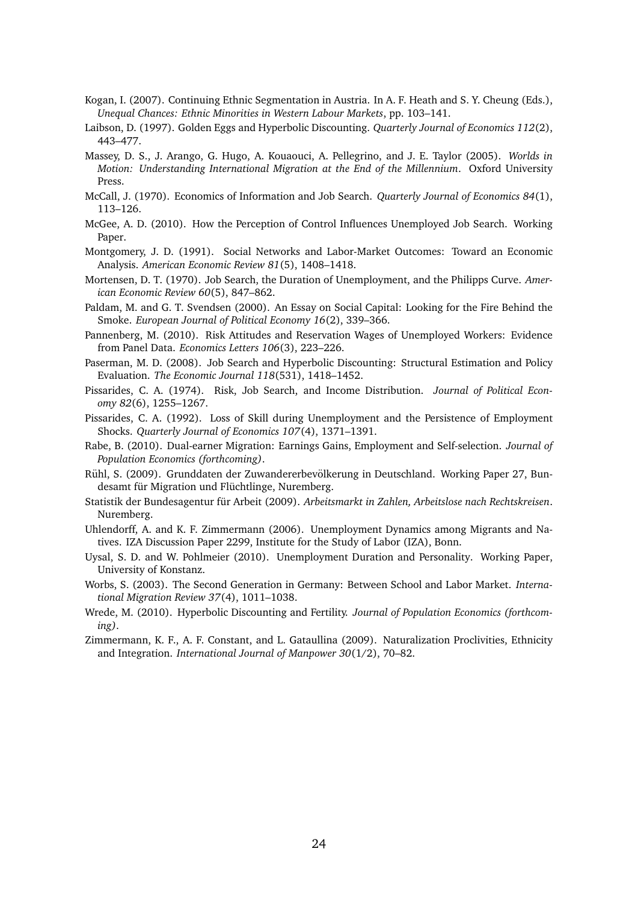Kogan, I. (2007). Continuing Ethnic Segmentation in Austria. In A. F. Heath and S. Y. Cheung (Eds.), *Unequal Chances: Ethnic Minorities in Western Labour Markets*, pp. 103–141.

Laibson, D. (1997). Golden Eggs and Hyperbolic Discounting. *Quarterly Journal of Economics 112*(2), 443–477.

Massey, D. S., J. Arango, G. Hugo, A. Kouaouci, A. Pellegrino, and J. E. Taylor (2005). *Worlds in Motion: Understanding International Migration at the End of the Millennium*. Oxford University Press.

McCall, J. (1970). Economics of Information and Job Search. *Quarterly Journal of Economics 84*(1), 113–126.

McGee, A. D. (2010). How the Perception of Control Influences Unemployed Job Search. Working Paper.

Montgomery, J. D. (1991). Social Networks and Labor-Market Outcomes: Toward an Economic Analysis. *American Economic Review 81*(5), 1408–1418.

Mortensen, D. T. (1970). Job Search, the Duration of Unemployment, and the Philipps Curve. *American Economic Review 60*(5), 847–862.

Paldam, M. and G. T. Svendsen (2000). An Essay on Social Capital: Looking for the Fire Behind the Smoke. *European Journal of Political Economy 16*(2), 339–366.

Pannenberg, M. (2010). Risk Attitudes and Reservation Wages of Unemployed Workers: Evidence from Panel Data. *Economics Letters 106*(3), 223–226.

Paserman, M. D. (2008). Job Search and Hyperbolic Discounting: Structural Estimation and Policy Evaluation. *The Economic Journal 118*(531), 1418–1452.

Pissarides, C. A. (1974). Risk, Job Search, and Income Distribution. *Journal of Political Economy 82*(6), 1255–1267.

Pissarides, C. A. (1992). Loss of Skill during Unemployment and the Persistence of Employment Shocks. *Quarterly Journal of Economics 107*(4), 1371–1391.

Rabe, B. (2010). Dual-earner Migration: Earnings Gains, Employment and Self-selection. *Journal of Population Economics (forthcoming)*.

Rühl, S. (2009). Grunddaten der Zuwandererbevölkerung in Deutschland. Working Paper 27, Bundesamt für Migration und Flüchtlinge, Nuremberg.

Statistik der Bundesagentur für Arbeit (2009). *Arbeitsmarkt in Zahlen, Arbeitslose nach Rechtskreisen*. Nuremberg.

Uhlendorff, A. and K. F. Zimmermann (2006). Unemployment Dynamics among Migrants and Natives. IZA Discussion Paper 2299, Institute for the Study of Labor (IZA), Bonn.

Uysal, S. D. and W. Pohlmeier (2010). Unemployment Duration and Personality. Working Paper, University of Konstanz.

Worbs, S. (2003). The Second Generation in Germany: Between School and Labor Market. *International Migration Review 37*(4), 1011–1038.

Wrede, M. (2010). Hyperbolic Discounting and Fertility. *Journal of Population Economics (forthcoming)*.

Zimmermann, K. F., A. F. Constant, and L. Gataullina (2009). Naturalization Proclivities, Ethnicity and Integration. *International Journal of Manpower 30*(1/2), 70–82.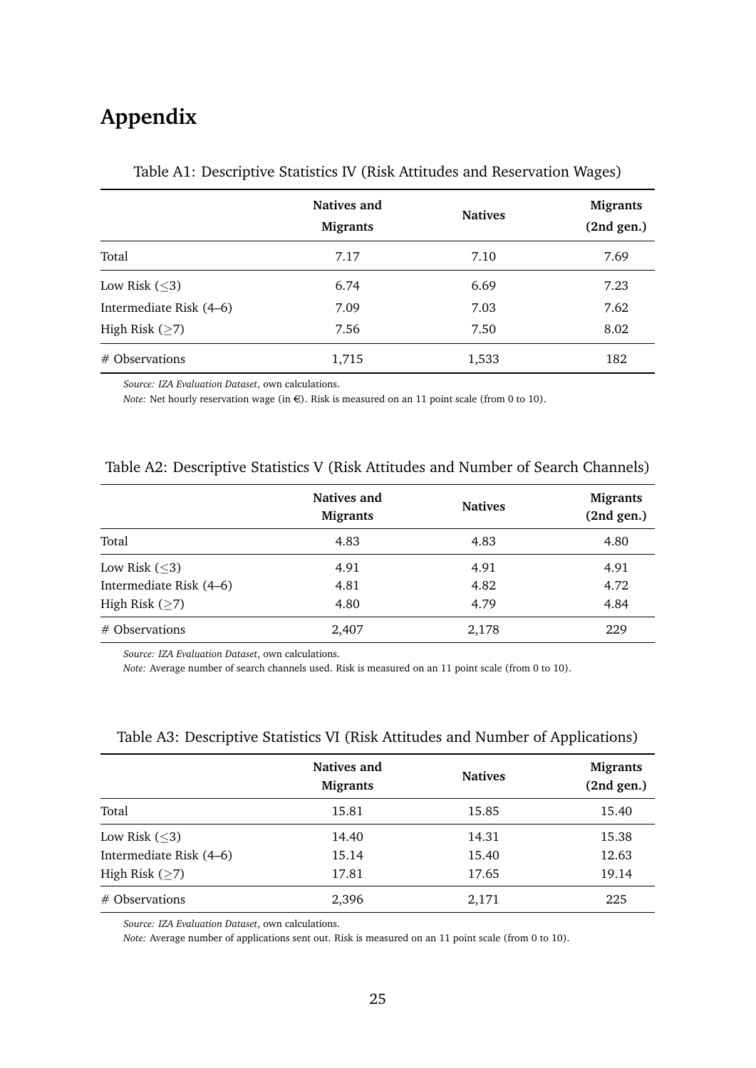# Appendix

Table A1: Descriptive Statistics IV (Risk Attitudes and Reservation Wages)

| | Natives and Migrants | Natives | Migrants (2nd gen.) |
|---|---|---|---|
| Total | 7.17 | 7.10 | 7.69 |
| Low Risk ($\leq$3) | 6.74 | 6.69 | 7.23 |
| Intermediate Risk (4–6) | 7.09 | 7.03 | 7.62 |
| High Risk ($\geq$7) | 7.56 | 7.50 | 8.02 |
| # Observations | 1,715 | 1,533 | 182 |

*Source: IZA Evaluation Dataset*, own calculations.
*Note:* Net hourly reservation wage (in €). Risk is measured on an 11 point scale (from 0 to 10).

Table A2: Descriptive Statistics V (Risk Attitudes and Number of Search Channels)

| | Natives and Migrants | Natives | Migrants (2nd gen.) |
|---|---|---|---|
| Total | 4.83 | 4.83 | 4.80 |
| Low Risk ($\leq$3) | 4.91 | 4.91 | 4.91 |
| Intermediate Risk (4–6) | 4.81 | 4.82 | 4.72 |
| High Risk ($\geq$7) | 4.80 | 4.79 | 4.84 |
| # Observations | 2,407 | 2,178 | 229 |

*Source: IZA Evaluation Dataset*, own calculations.
*Note:* Average number of search channels used. Risk is measured on an 11 point scale (from 0 to 10).

Table A3: Descriptive Statistics VI (Risk Attitudes and Number of Applications)

| | Natives and Migrants | Natives | Migrants (2nd gen.) |
|---|---|---|---|
| Total | 15.81 | 15.85 | 15.40 |
| Low Risk ($\leq$3) | 14.40 | 14.31 | 15.38 |
| Intermediate Risk (4–6) | 15.14 | 15.40 | 12.63 |
| High Risk ($\geq$7) | 17.81 | 17.65 | 19.14 |
| # Observations | 2,396 | 2,171 | 225 |

*Source: IZA Evaluation Dataset*, own calculations.
*Note:* Average number of applications sent out. Risk is measured on an 11 point scale (from 0 to 10).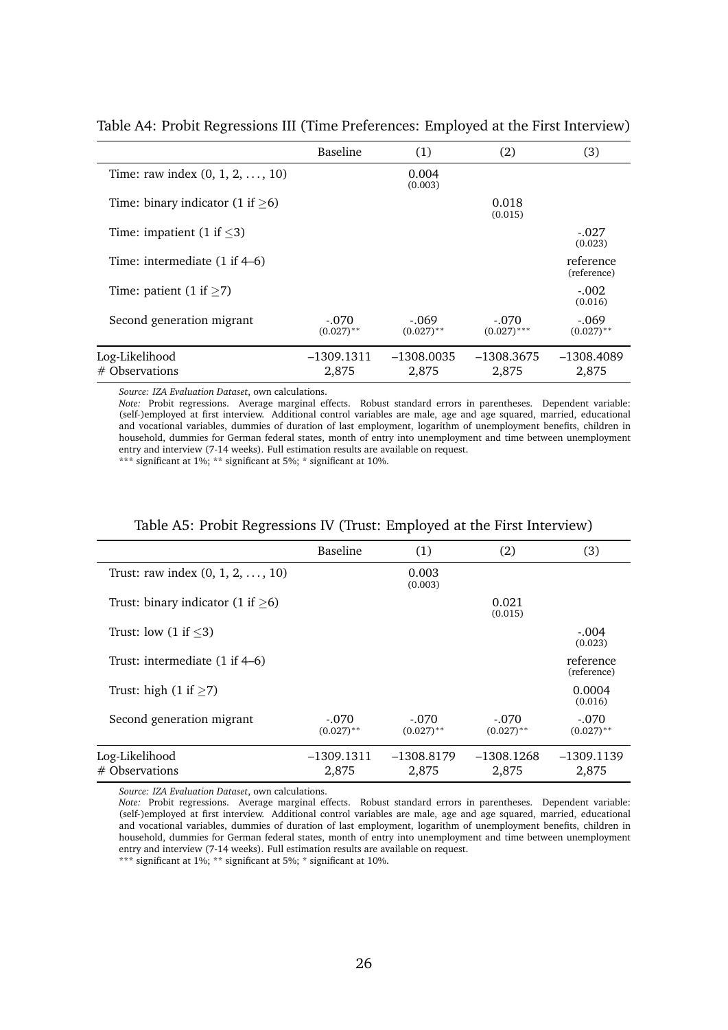Table A4: Probit Regressions III (Time Preferences: Employed at the First Interview)

| | Baseline | (1) | (2) | (3) |
|---|---|---|---|---|
| Time: raw index (0, 1, 2, ..., 10) | | 0.004 (0.003) | | |
| Time: binary indicator (1 if $\geq$6) | | | 0.018 (0.015) | |
| Time: impatient (1 if $\leq$3) | | | | -.027 (0.023) |
| Time: intermediate (1 if 4–6) | | | | reference (reference) |
| Time: patient (1 if $\geq$7) | | | | -.002 (0.016) |
| Second generation migrant | -.070 (0.027)** | -.069 (0.027)** | -.070 (0.027)*** | -.069 (0.027)** |
| Log-Likelihood | –1309.1311 | –1308.0035 | –1308.3675 | –1308.4089 |
| # Observations | 2,875 | 2,875 | 2,875 | 2,875 |

*Source: IZA Evaluation Dataset*, own calculations.
*Note:* Probit regressions. Average marginal effects. Robust standard errors in parentheses. Dependent variable: (self-)employed at first interview. Additional control variables are male, age and age squared, married, educational and vocational variables, dummies of duration of last employment, logarithm of unemployment benefits, children in household, dummies for German federal states, month of entry into unemployment and time between unemployment entry and interview (7-14 weeks). Full estimation results are available on request.
*** significant at 1%; ** significant at 5%; * significant at 10%.

Table A5: Probit Regressions IV (Trust: Employed at the First Interview)

| | Baseline | (1) | (2) | (3) |
|---|---|---|---|---|
| Trust: raw index (0, 1, 2, ..., 10) | | 0.003 (0.003) | | |
| Trust: binary indicator (1 if $\geq$6) | | | 0.021 (0.015) | |
| Trust: low (1 if $\leq$3) | | | | -.004 (0.023) |
| Trust: intermediate (1 if 4–6) | | | | reference (reference) |
| Trust: high (1 if $\geq$7) | | | | 0.0004 (0.016) |
| Second generation migrant | -.070 (0.027)** | -.070 (0.027)** | -.070 (0.027)** | -.070 (0.027)** |
| Log-Likelihood | –1309.1311 | –1308.8179 | –1308.1268 | –1309.1139 |
| # Observations | 2,875 | 2,875 | 2,875 | 2,875 |

*Source: IZA Evaluation Dataset*, own calculations.
*Note:* Probit regressions. Average marginal effects. Robust standard errors in parentheses. Dependent variable: (self-)employed at first interview. Additional control variables are male, age and age squared, married, educational and vocational variables, dummies of duration of last employment, logarithm of unemployment benefits, children in household, dummies for German federal states, month of entry into unemployment and time between unemployment entry and interview (7-14 weeks). Full estimation results are available on request.
*** significant at 1%; ** significant at 5%; * significant at 10%.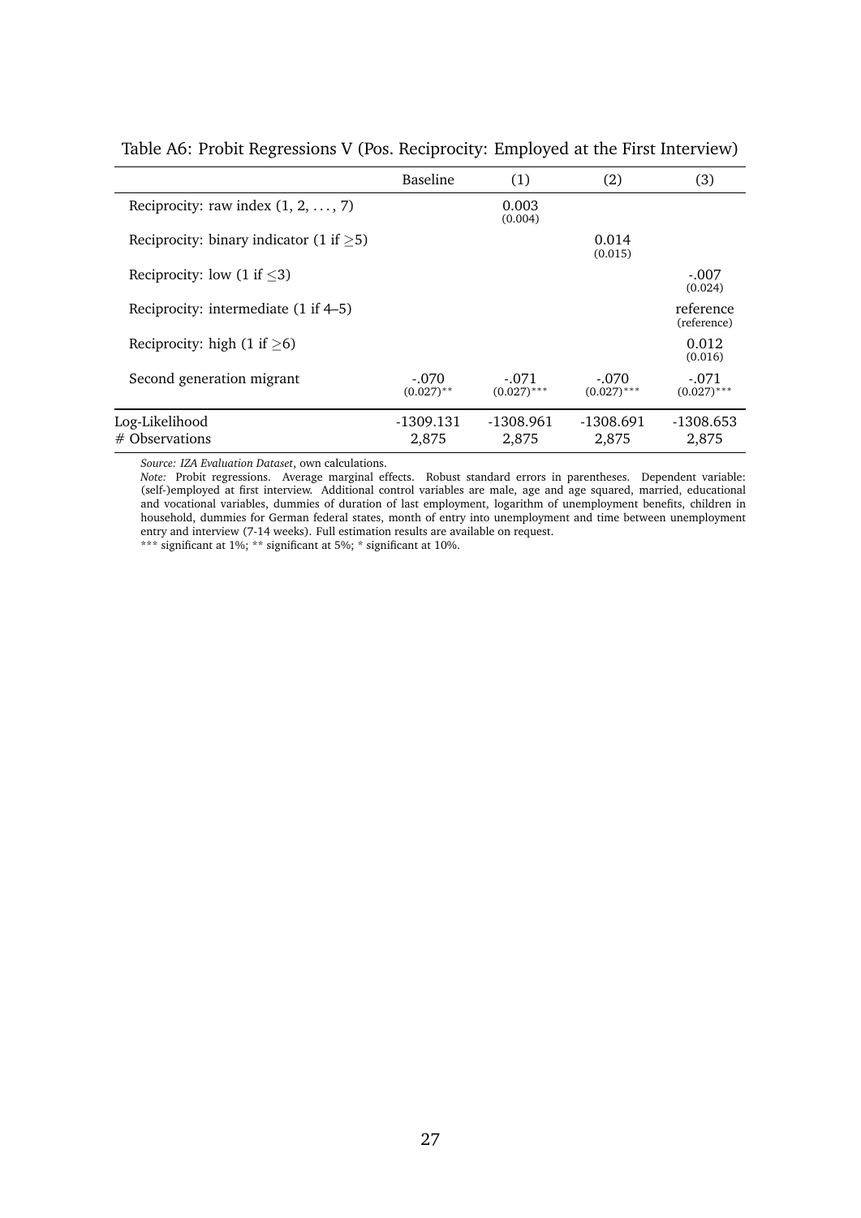Table A6: Probit Regressions V (Pos. Reciprocity: Employed at the First Interview)

| | Baseline | (1) | (2) | (3) |
|---|---|---|---|---|
| Reciprocity: raw index (1, 2, . . . , 7) | | 0.003 (0.004) | | |
| Reciprocity: binary indicator (1 if $\geq$5) | | | 0.014 (0.015) | |
| Reciprocity: low (1 if $\leq$3) | | | | -.007 (0.024) |
| Reciprocity: intermediate (1 if 4–5) | | | | reference (reference) |
| Reciprocity: high (1 if $\geq$6) | | | | 0.012 (0.016) |
| Second generation migrant | -.070 (0.027)** | -.071 (0.027)*** | -.070 (0.027)*** | -.071 (0.027)*** |
| Log-Likelihood | -1309.131 | -1308.961 | -1308.691 | -1308.653 |
| # Observations | 2,875 | 2,875 | 2,875 | 2,875 |

*Source: IZA Evaluation Dataset*, own calculations.
*Note:* Probit regressions. Average marginal effects. Robust standard errors in parentheses. Dependent variable: (self-)employed at first interview. Additional control variables are male, age and age squared, married, educational and vocational variables, dummies of duration of last employment, logarithm of unemployment benefits, children in household, dummies for German federal states, month of entry into unemployment and time between unemployment entry and interview (7-14 weeks). Full estimation results are available on request.
*** significant at 1%; ** significant at 5%; * significant at 10%.